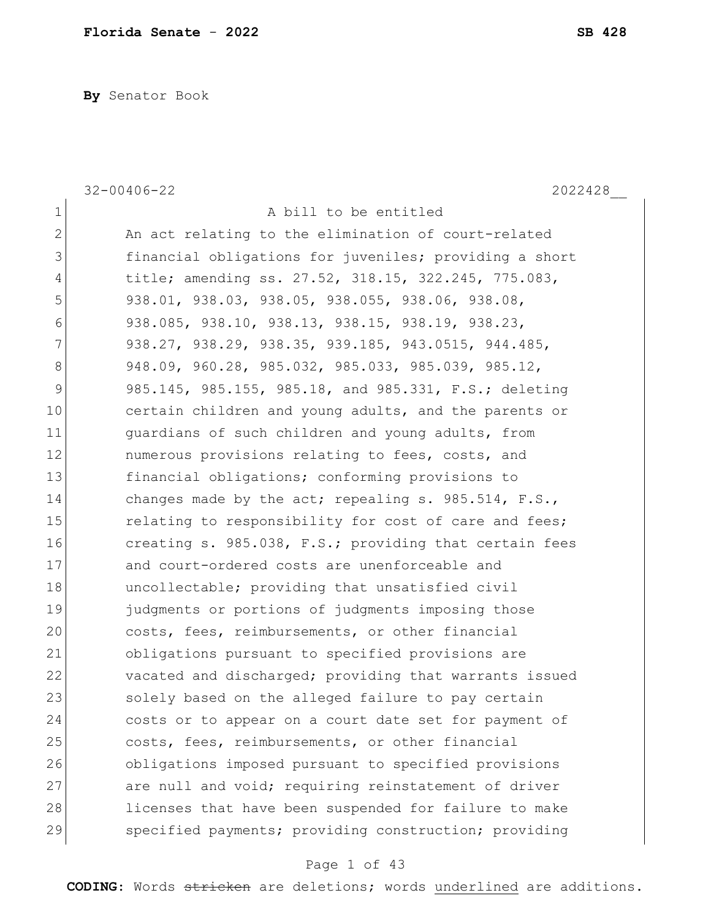**By** Senator Book

32-00406-22 2022428__

A bill to be entitled

An act relating to the elimination of court-related financial obligations for juveniles; providing a short title; amending ss. 27.52, 318.15, 322.245, 775.083, 938.01, 938.03, 938.05, 938.055, 938.06, 938.08, 938.085, 938.10, 938.13, 938.15, 938.19, 938.23, 938.27, 938.29, 938.35, 939.185, 943.0515, 944.485, 948.09, 960.28, 985.032, 985.033, 985.039, 985.12, 985.145, 985.155, 985.18, and 985.331, F.S.; deleting certain children and young adults, and the parents or guardians of such children and young adults, from numerous provisions relating to fees, costs, and financial obligations; conforming provisions to changes made by the act; repealing s. 985.514, F.S., relating to responsibility for cost of care and fees; creating s. 985.038, F.S.; providing that certain fees and court-ordered costs are unenforceable and uncollectable; providing that unsatisfied civil judgments or portions of judgments imposing those costs, fees, reimbursements, or other financial obligations pursuant to specified provisions are vacated and discharged; providing that warrants issued solely based on the alleged failure to pay certain costs or to appear on a court date set for payment of costs, fees, reimbursements, or other financial obligations imposed pursuant to specified provisions are null and void; requiring reinstatement of driver licenses that have been suspended for failure to make specified payments; providing construction; providing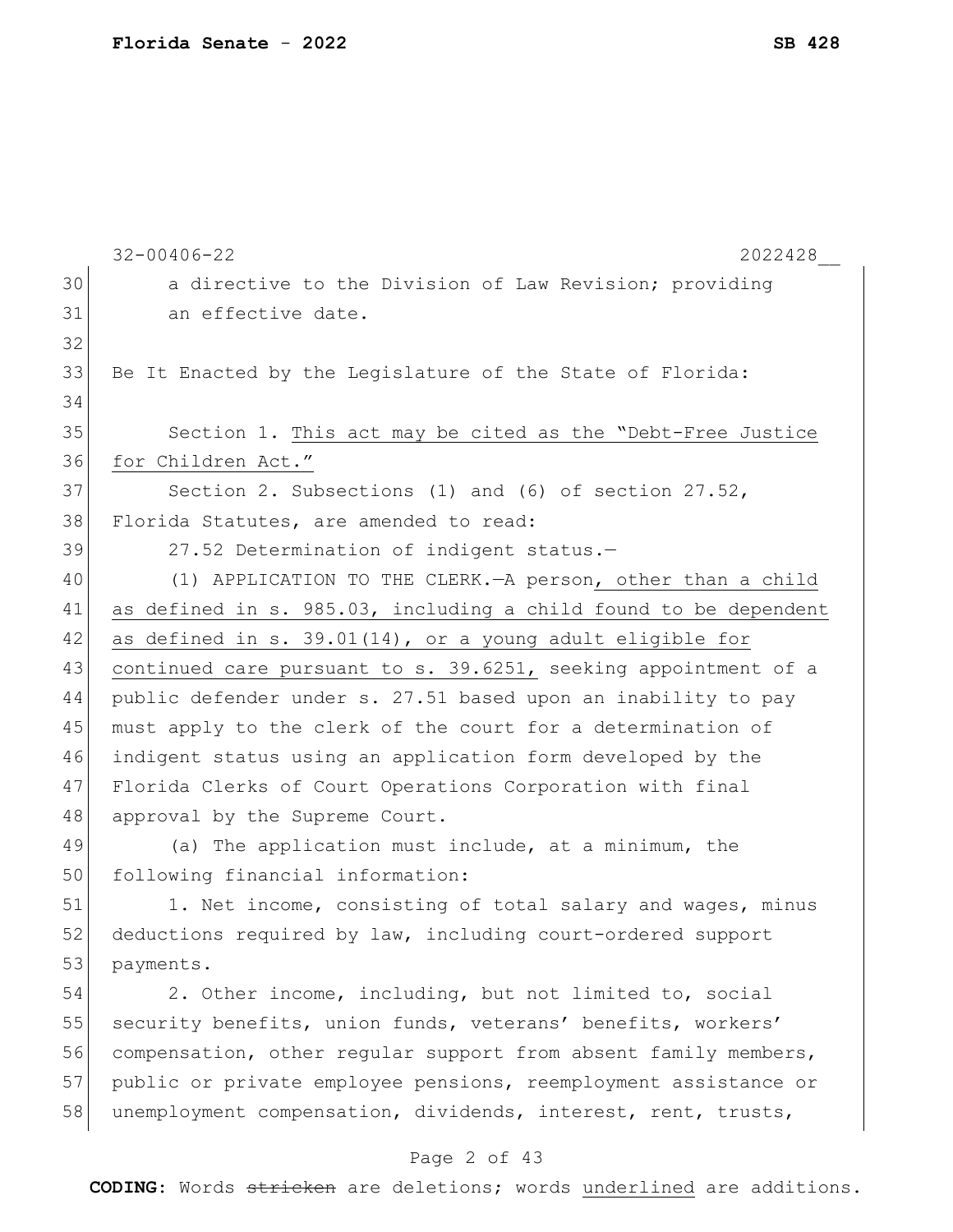a directive to the Division of Law Revision; providing an effective date.

Be It Enacted by the Legislature of the State of Florida:

Section 1. <u>This act may be cited as the "Debt-Free Justice for Children Act."</u>

Section 2. Subsections (1) and (6) of section 27.52, Florida Statutes, are amended to read:

27.52 Determination of indigent status.—

(1) APPLICATION TO THE CLERK.—A person<u>, other than a child as defined in s. 985.03, including a child found to be dependent as defined in s. 39.01(14), or a young adult eligible for continued care pursuant to s. 39.6251,</u> seeking appointment of a public defender under s. 27.51 based upon an inability to pay must apply to the clerk of the court for a determination of indigent status using an application form developed by the Florida Clerks of Court Operations Corporation with final approval by the Supreme Court.

(a) The application must include, at a minimum, the following financial information:

1. Net income, consisting of total salary and wages, minus deductions required by law, including court-ordered support payments.

2. Other income, including, but not limited to, social security benefits, union funds, veterans' benefits, workers' compensation, other regular support from absent family members, public or private employee pensions, reemployment assistance or unemployment compensation, dividends, interest, rent, trusts,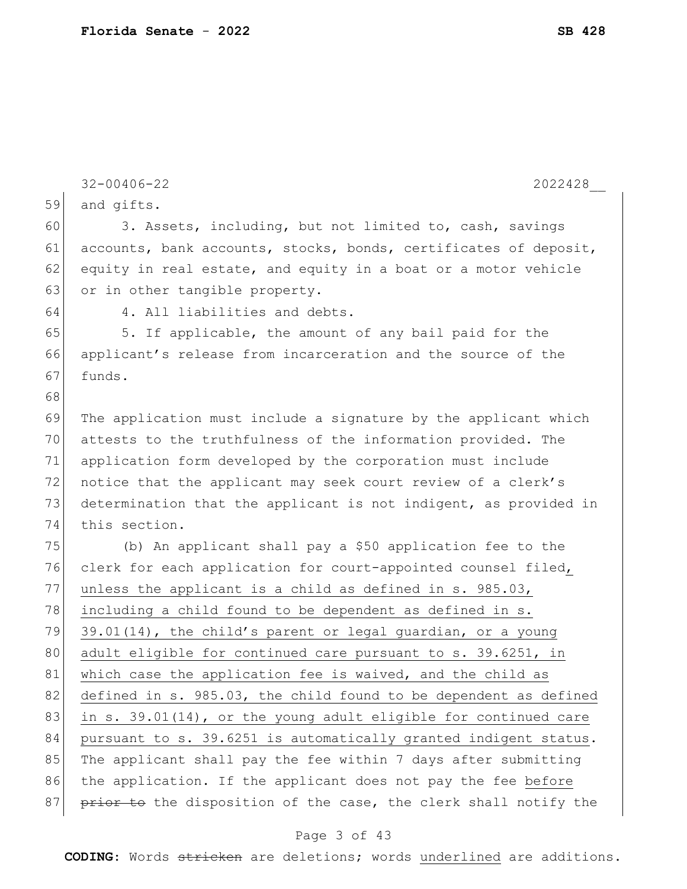and gifts.

3. Assets, including, but not limited to, cash, savings accounts, bank accounts, stocks, bonds, certificates of deposit, equity in real estate, and equity in a boat or a motor vehicle or in other tangible property.

4. All liabilities and debts.

5. If applicable, the amount of any bail paid for the applicant's release from incarceration and the source of the funds.

The application must include a signature by the applicant which attests to the truthfulness of the information provided. The application form developed by the corporation must include notice that the applicant may seek court review of a clerk's determination that the applicant is not indigent, as provided in this section.

(b) An applicant shall pay a $50 application fee to the clerk for each application for court-appointed counsel filed<u>, unless the applicant is a child as defined in s. 985.03, including a child found to be dependent as defined in s. 39.01(14), the child's parent or legal guardian, or a young adult eligible for continued care pursuant to s. 39.6251, in which case the application fee is waived, and the child as defined in s. 985.03, the child found to be dependent as defined in s. 39.01(14), or the young adult eligible for continued care pursuant to s. 39.6251 is automatically granted indigent status</u>. The applicant shall pay the fee within 7 days after submitting the application. If the applicant does not pay the fee <u>before</u> ~~prior to~~ the disposition of the case, the clerk shall notify the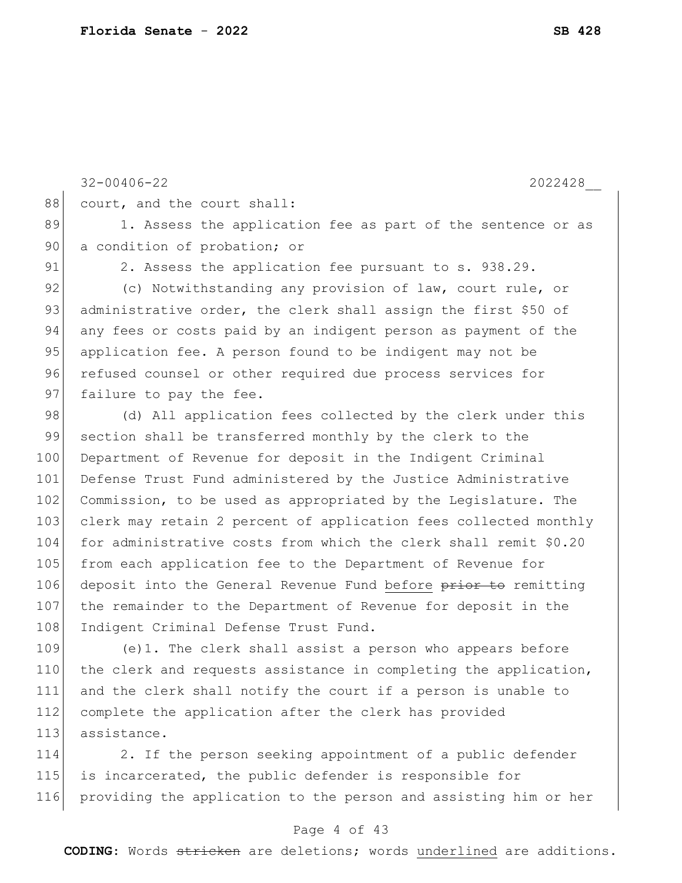court, and the court shall:

1. Assess the application fee as part of the sentence or as a condition of probation; or

2. Assess the application fee pursuant to s. 938.29.

(c) Notwithstanding any provision of law, court rule, or administrative order, the clerk shall assign the first $50 of any fees or costs paid by an indigent person as payment of the application fee. A person found to be indigent may not be refused counsel or other required due process services for failure to pay the fee.

(d) All application fees collected by the clerk under this section shall be transferred monthly by the clerk to the Department of Revenue for deposit in the Indigent Criminal Defense Trust Fund administered by the Justice Administrative Commission, to be used as appropriated by the Legislature. The clerk may retain 2 percent of application fees collected monthly for administrative costs from which the clerk shall remit $0.20 from each application fee to the Department of Revenue for deposit into the General Revenue Fund <u>before</u> ~~prior to~~ remitting the remainder to the Department of Revenue for deposit in the Indigent Criminal Defense Trust Fund.

(e)1. The clerk shall assist a person who appears before the clerk and requests assistance in completing the application, and the clerk shall notify the court if a person is unable to complete the application after the clerk has provided assistance.

2. If the person seeking appointment of a public defender is incarcerated, the public defender is responsible for providing the application to the person and assisting him or her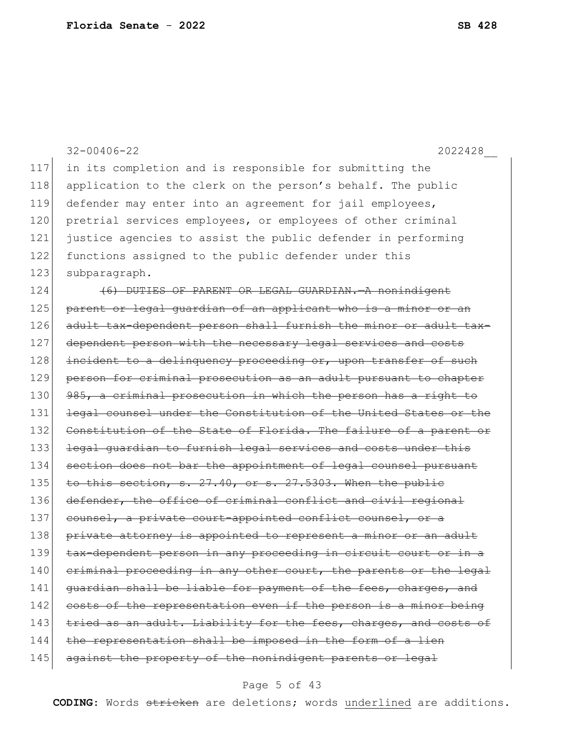in its completion and is responsible for submitting the application to the clerk on the person's behalf. The public defender may enter into an agreement for jail employees, pretrial services employees, or employees of other criminal justice agencies to assist the public defender in performing functions assigned to the public defender under this subparagraph.

~~(6) DUTIES OF PARENT OR LEGAL GUARDIAN.—A nonindigent parent or legal guardian of an applicant who is a minor or an adult tax-dependent person shall furnish the minor or adult tax-dependent person with the necessary legal services and costs incident to a delinquency proceeding or, upon transfer of such person for criminal prosecution as an adult pursuant to chapter 985, a criminal prosecution in which the person has a right to legal counsel under the Constitution of the United States or the Constitution of the State of Florida. The failure of a parent or legal guardian to furnish legal services and costs under this section does not bar the appointment of legal counsel pursuant to this section, s. 27.40, or s. 27.5303. When the public defender, the office of criminal conflict and civil regional counsel, a private court-appointed conflict counsel, or a private attorney is appointed to represent a minor or an adult tax-dependent person in any proceeding in circuit court or in a criminal proceeding in any other court, the parents or the legal guardian shall be liable for payment of the fees, charges, and costs of the representation even if the person is a minor being tried as an adult. Liability for the fees, charges, and costs of the representation shall be imposed in the form of a lien against the property of the nonindigent parents or legal~~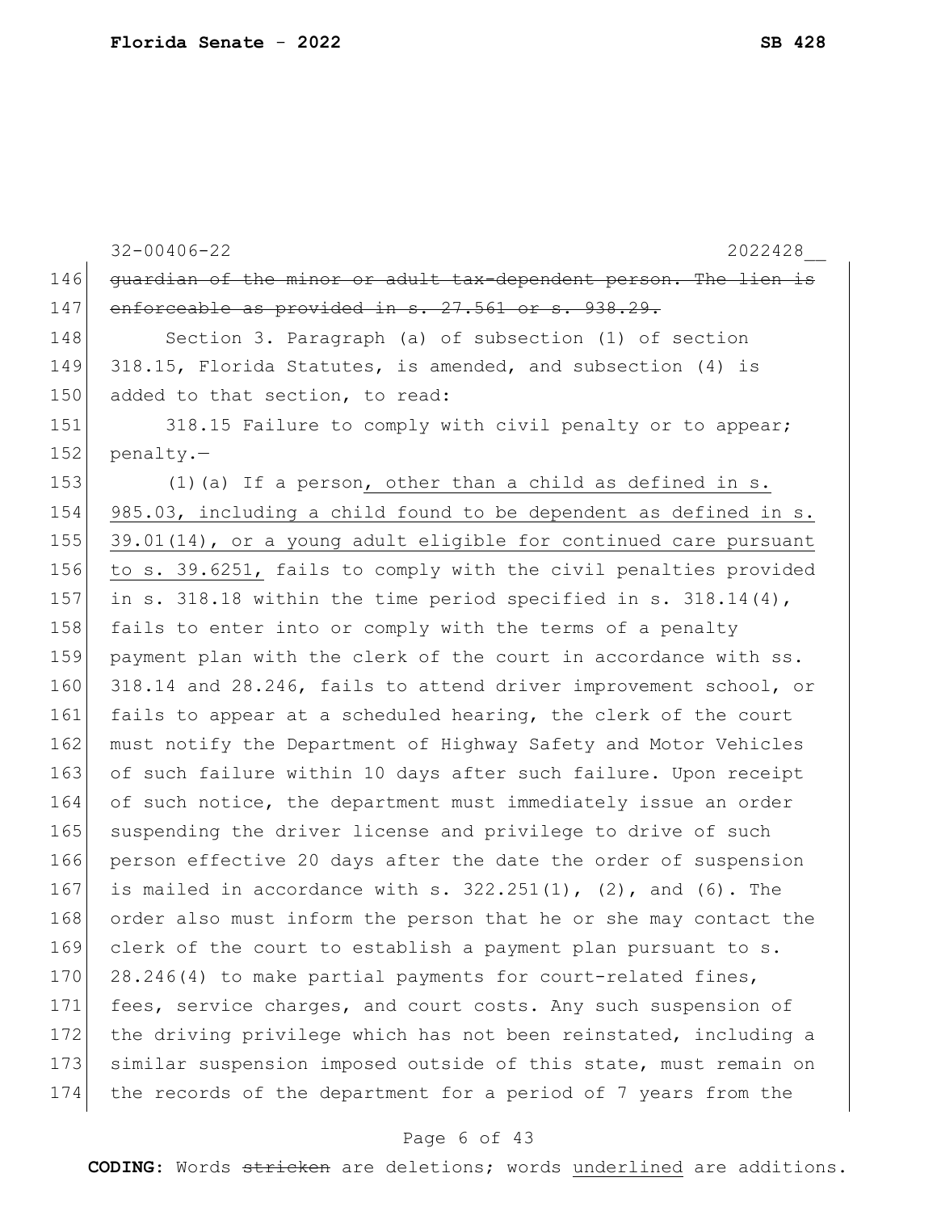32-00406-22 2022428__

~~guardian of the minor or adult tax-dependent person. The lien is enforceable as provided in s. 27.561 or s. 938.29.~~

Section 3. Paragraph (a) of subsection (1) of section 318.15, Florida Statutes, is amended, and subsection (4) is added to that section, to read:

318.15 Failure to comply with civil penalty or to appear; penalty.—

(1)(a) If a person, <u>other than a child as defined in s. 985.03, including a child found to be dependent as defined in s. 39.01(14), or a young adult eligible for continued care pursuant to s. 39.6251,</u> fails to comply with the civil penalties provided in s. 318.18 within the time period specified in s. 318.14(4), fails to enter into or comply with the terms of a penalty payment plan with the clerk of the court in accordance with ss. 318.14 and 28.246, fails to attend driver improvement school, or fails to appear at a scheduled hearing, the clerk of the court must notify the Department of Highway Safety and Motor Vehicles of such failure within 10 days after such failure. Upon receipt of such notice, the department must immediately issue an order suspending the driver license and privilege to drive of such person effective 20 days after the date the order of suspension is mailed in accordance with s. 322.251(1), (2), and (6). The order also must inform the person that he or she may contact the clerk of the court to establish a payment plan pursuant to s. 28.246(4) to make partial payments for court-related fines, fees, service charges, and court costs. Any such suspension of the driving privilege which has not been reinstated, including a similar suspension imposed outside of this state, must remain on the records of the department for a period of 7 years from the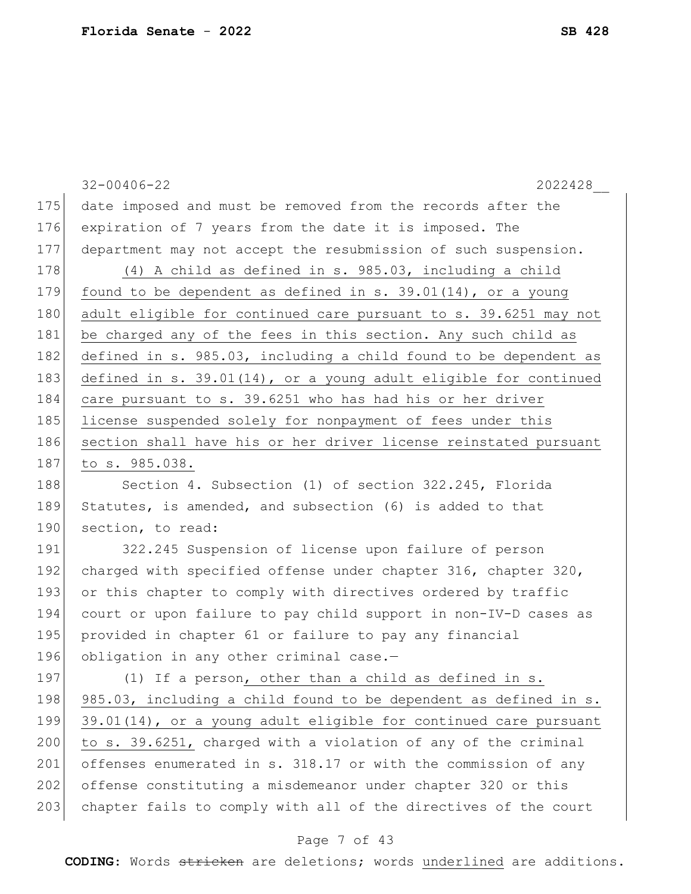date imposed and must be removed from the records after the expiration of 7 years from the date it is imposed. The department may not accept the resubmission of such suspension.

(4) A child as defined in s. 985.03, including a child found to be dependent as defined in s. 39.01(14), or a young adult eligible for continued care pursuant to s. 39.6251 may not be charged any of the fees in this section. Any such child as defined in s. 985.03, including a child found to be dependent as defined in s. 39.01(14), or a young adult eligible for continued care pursuant to s. 39.6251 who has had his or her driver license suspended solely for nonpayment of fees under this section shall have his or her driver license reinstated pursuant to s. 985.038.

Section 4. Subsection (1) of section 322.245, Florida Statutes, is amended, and subsection (6) is added to that section, to read:

322.245 Suspension of license upon failure of person charged with specified offense under chapter 316, chapter 320, or this chapter to comply with directives ordered by traffic court or upon failure to pay child support in non-IV-D cases as provided in chapter 61 or failure to pay any financial obligation in any other criminal case.—

(1) If a person, other than a child as defined in s. 985.03, including a child found to be dependent as defined in s. 39.01(14), or a young adult eligible for continued care pursuant to s. 39.6251, charged with a violation of any of the criminal offenses enumerated in s. 318.17 or with the commission of any offense constituting a misdemeanor under chapter 320 or this chapter fails to comply with all of the directives of the court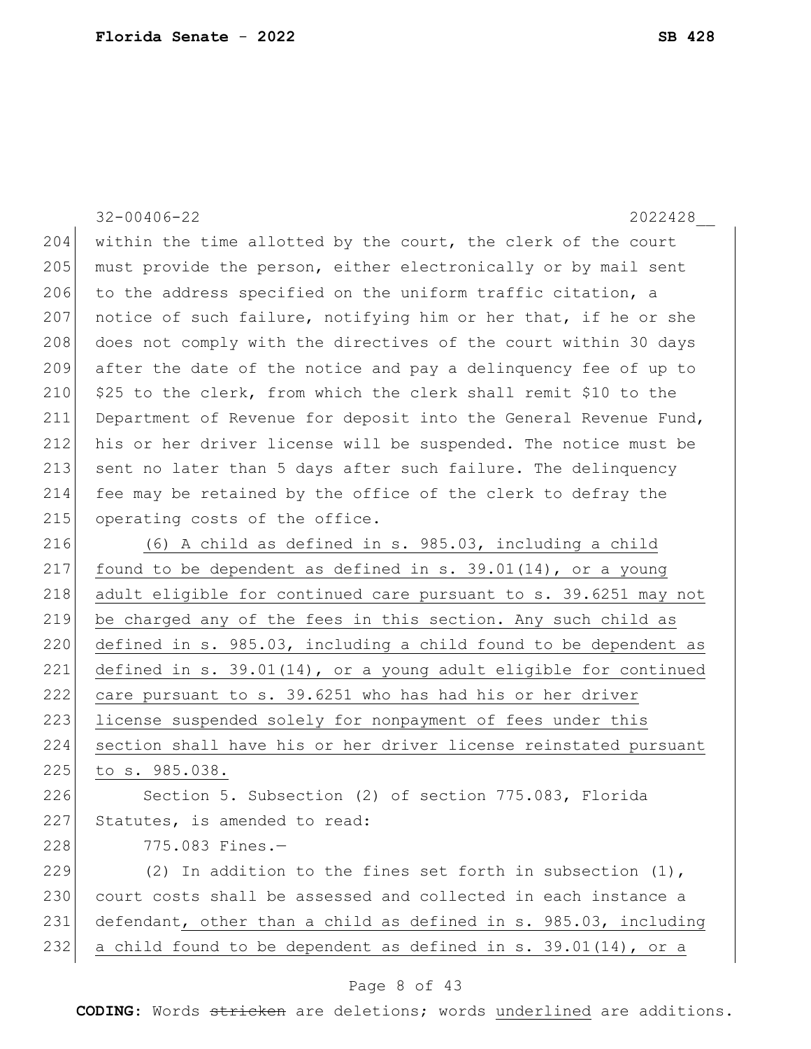within the time allotted by the court, the clerk of the court must provide the person, either electronically or by mail sent to the address specified on the uniform traffic citation, a notice of such failure, notifying him or her that, if he or she does not comply with the directives of the court within 30 days after the date of the notice and pay a delinquency fee of up to $25 to the clerk, from which the clerk shall remit $10 to the Department of Revenue for deposit into the General Revenue Fund, his or her driver license will be suspended. The notice must be sent no later than 5 days after such failure. The delinquency fee may be retained by the office of the clerk to defray the operating costs of the office.

(6) A child as defined in s. 985.03, including a child found to be dependent as defined in s. 39.01(14), or a young adult eligible for continued care pursuant to s. 39.6251 may not be charged any of the fees in this section. Any such child as defined in s. 985.03, including a child found to be dependent as defined in s. 39.01(14), or a young adult eligible for continued care pursuant to s. 39.6251 who has had his or her driver license suspended solely for nonpayment of fees under this section shall have his or her driver license reinstated pursuant to s. 985.038.

Section 5. Subsection (2) of section 775.083, Florida Statutes, is amended to read:

775.083 Fines.—

(2) In addition to the fines set forth in subsection (1), court costs shall be assessed and collected in each instance a defendant, other than a child as defined in s. 985.03, including a child found to be dependent as defined in s. 39.01(14), or a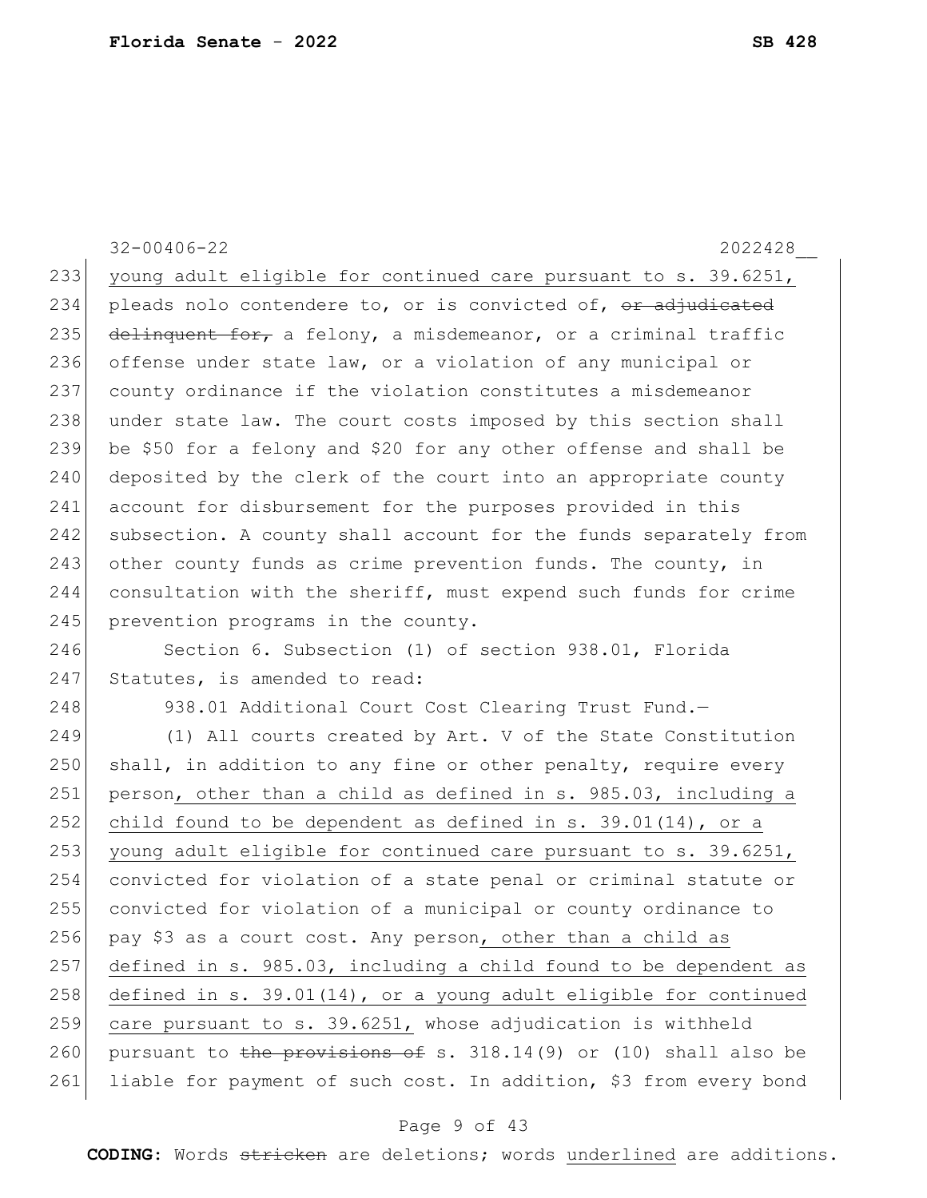young adult eligible for continued care pursuant to s. 39.6251, pleads nolo contendere to, or is convicted of, ~~or adjudicated delinquent for,~~ a felony, a misdemeanor, or a criminal traffic offense under state law, or a violation of any municipal or county ordinance if the violation constitutes a misdemeanor under state law. The court costs imposed by this section shall be $50 for a felony and $20 for any other offense and shall be deposited by the clerk of the court into an appropriate county account for disbursement for the purposes provided in this subsection. A county shall account for the funds separately from other county funds as crime prevention funds. The county, in consultation with the sheriff, must expend such funds for crime prevention programs in the county.

Section 6. Subsection (1) of section 938.01, Florida Statutes, is amended to read:

938.01 Additional Court Cost Clearing Trust Fund.—

(1) All courts created by Art. V of the State Constitution shall, in addition to any fine or other penalty, require every person, other than a child as defined in s. 985.03, including a child found to be dependent as defined in s. 39.01(14), or a young adult eligible for continued care pursuant to s. 39.6251, convicted for violation of a state penal or criminal statute or convicted for violation of a municipal or county ordinance to pay $3 as a court cost. Any person, other than a child as defined in s. 985.03, including a child found to be dependent as defined in s. 39.01(14), or a young adult eligible for continued care pursuant to s. 39.6251, whose adjudication is withheld pursuant to ~~the provisions of~~ s. 318.14(9) or (10) shall also be liable for payment of such cost. In addition, $3 from every bond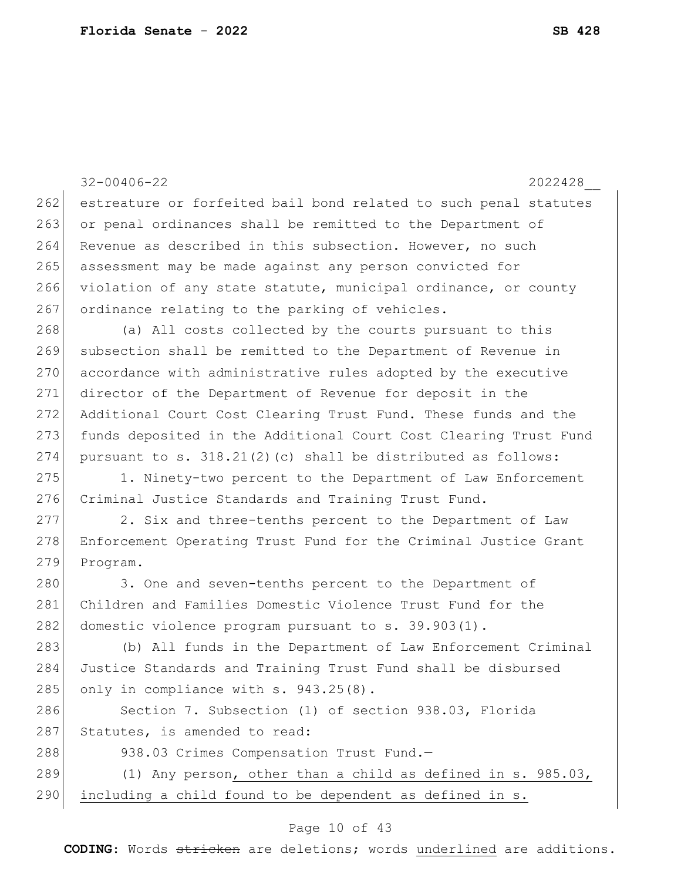estreature or forfeited bail bond related to such penal statutes or penal ordinances shall be remitted to the Department of Revenue as described in this subsection. However, no such assessment may be made against any person convicted for violation of any state statute, municipal ordinance, or county ordinance relating to the parking of vehicles.

(a) All costs collected by the courts pursuant to this subsection shall be remitted to the Department of Revenue in accordance with administrative rules adopted by the executive director of the Department of Revenue for deposit in the Additional Court Cost Clearing Trust Fund. These funds and the funds deposited in the Additional Court Cost Clearing Trust Fund pursuant to s. 318.21(2)(c) shall be distributed as follows:

1. Ninety-two percent to the Department of Law Enforcement Criminal Justice Standards and Training Trust Fund.

2. Six and three-tenths percent to the Department of Law Enforcement Operating Trust Fund for the Criminal Justice Grant Program.

3. One and seven-tenths percent to the Department of Children and Families Domestic Violence Trust Fund for the domestic violence program pursuant to s. 39.903(1).

(b) All funds in the Department of Law Enforcement Criminal Justice Standards and Training Trust Fund shall be disbursed only in compliance with s. 943.25(8).

Section 7. Subsection (1) of section 938.03, Florida Statutes, is amended to read:

938.03 Crimes Compensation Trust Fund.—

(1) Any person<u>, other than a child as defined in s. 985.03, including a child found to be dependent as defined in s.</u>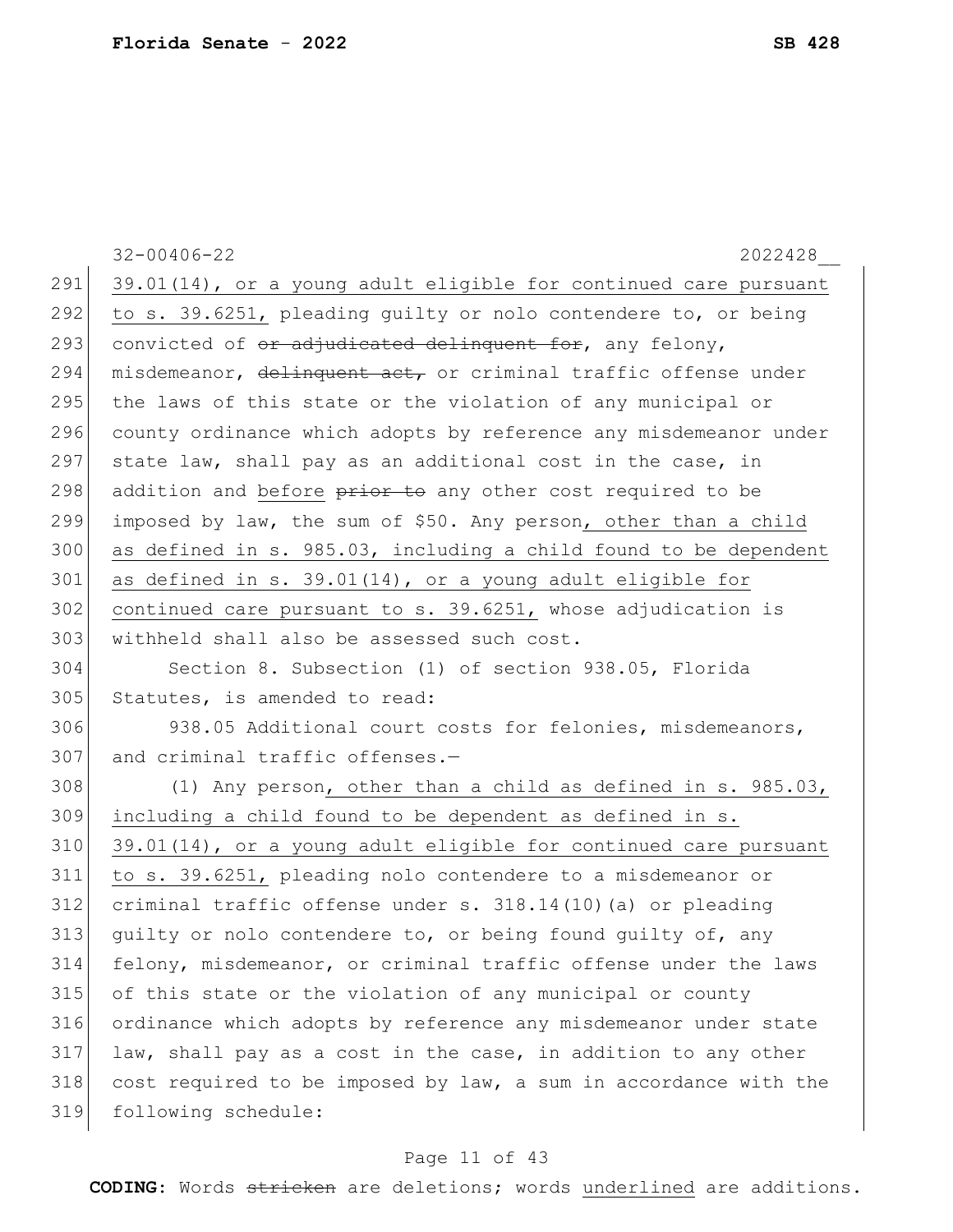39.01(14), or a young adult eligible for continued care pursuant to s. 39.6251, pleading guilty or nolo contendere to, or being convicted of ~~or adjudicated delinquent for~~, any felony, misdemeanor, ~~delinquent act,~~ or criminal traffic offense under the laws of this state or the violation of any municipal or county ordinance which adopts by reference any misdemeanor under state law, shall pay as an additional cost in the case, in addition and before ~~prior to~~ any other cost required to be imposed by law, the sum of $50. Any person, other than a child as defined in s. 985.03, including a child found to be dependent as defined in s. 39.01(14), or a young adult eligible for continued care pursuant to s. 39.6251, whose adjudication is withheld shall also be assessed such cost.

Section 8. Subsection (1) of section 938.05, Florida Statutes, is amended to read:

938.05 Additional court costs for felonies, misdemeanors, and criminal traffic offenses.—

(1) Any person, other than a child as defined in s. 985.03, including a child found to be dependent as defined in s. 39.01(14), or a young adult eligible for continued care pursuant to s. 39.6251, pleading nolo contendere to a misdemeanor or criminal traffic offense under s. 318.14(10)(a) or pleading guilty or nolo contendere to, or being found guilty of, any felony, misdemeanor, or criminal traffic offense under the laws of this state or the violation of any municipal or county ordinance which adopts by reference any misdemeanor under state law, shall pay as a cost in the case, in addition to any other cost required to be imposed by law, a sum in accordance with the following schedule: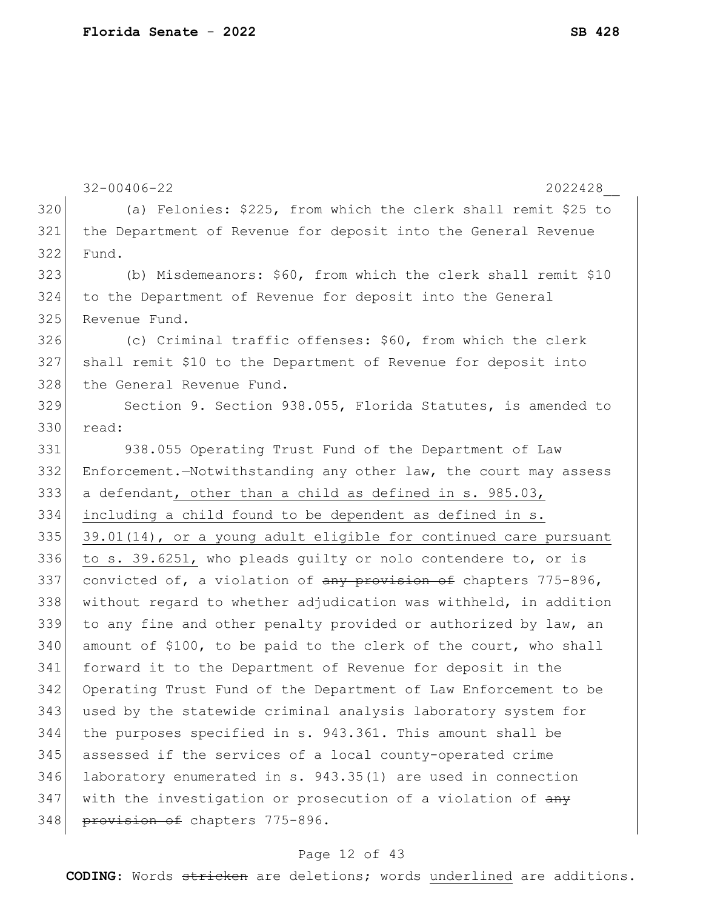(a) Felonies: $225, from which the clerk shall remit $25 to the Department of Revenue for deposit into the General Revenue Fund.

(b) Misdemeanors: $60, from which the clerk shall remit $10 to the Department of Revenue for deposit into the General Revenue Fund.

(c) Criminal traffic offenses: $60, from which the clerk shall remit $10 to the Department of Revenue for deposit into the General Revenue Fund.

Section 9. Section 938.055, Florida Statutes, is amended to read:

938.055 Operating Trust Fund of the Department of Law Enforcement.—Notwithstanding any other law, the court may assess a defendant<u>, other than a child as defined in s. 985.03, including a child found to be dependent as defined in s. 39.01(14), or a young adult eligible for continued care pursuant to s. 39.6251,</u> who pleads guilty or nolo contendere to, or is convicted of, a violation of ~~any provision of~~ chapters 775-896, without regard to whether adjudication was withheld, in addition to any fine and other penalty provided or authorized by law, an amount of $100, to be paid to the clerk of the court, who shall forward it to the Department of Revenue for deposit in the Operating Trust Fund of the Department of Law Enforcement to be used by the statewide criminal analysis laboratory system for the purposes specified in s. 943.361. This amount shall be assessed if the services of a local county-operated crime laboratory enumerated in s. 943.35(1) are used in connection with the investigation or prosecution of a violation of ~~any provision of~~ chapters 775-896.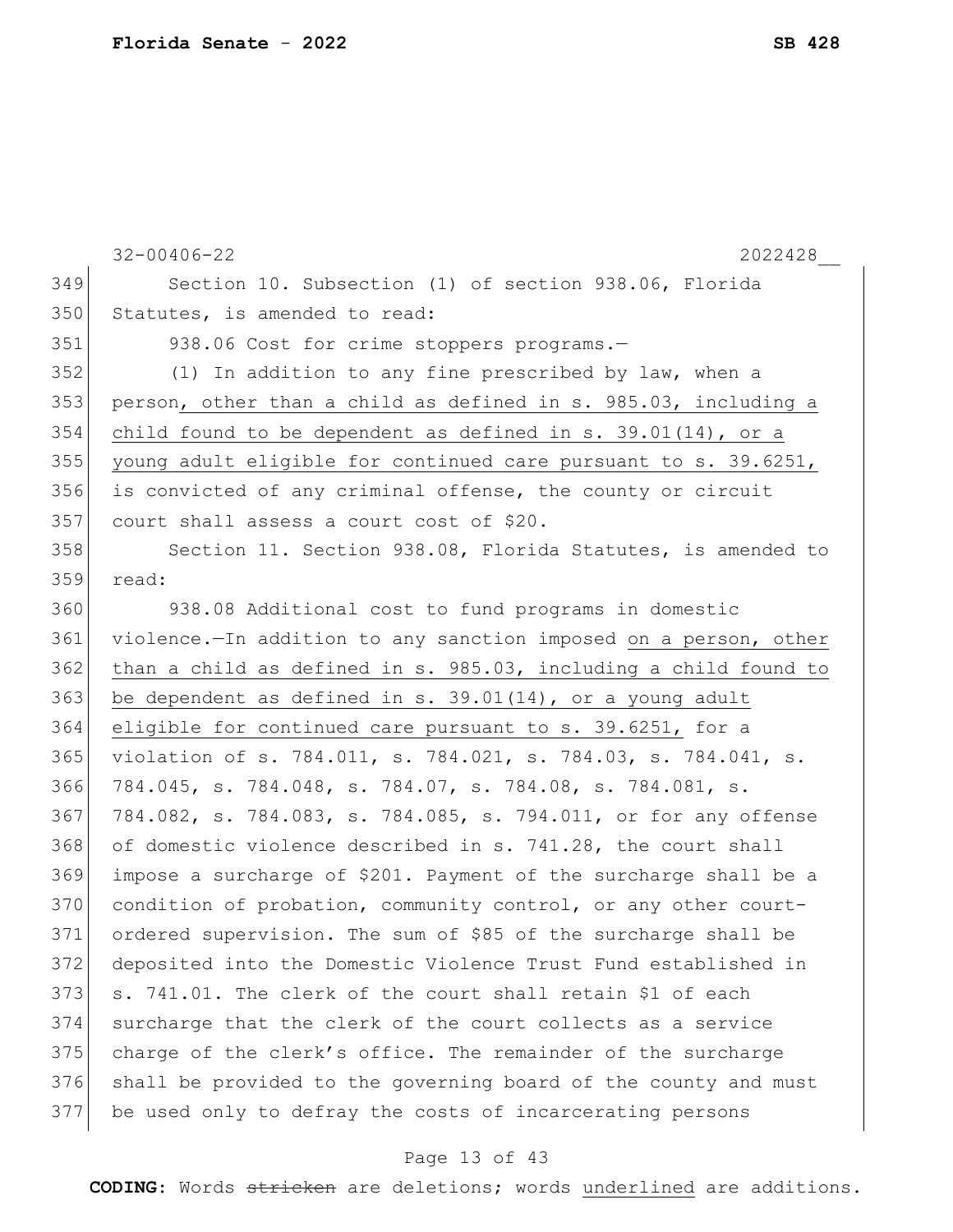Section 10. Subsection (1) of section 938.06, Florida Statutes, is amended to read:

938.06 Cost for crime stoppers programs.—

(1) In addition to any fine prescribed by law, when a person, other than a child as defined in s. 985.03, including a child found to be dependent as defined in s. 39.01(14), or a young adult eligible for continued care pursuant to s. 39.6251, is convicted of any criminal offense, the county or circuit court shall assess a court cost of $20.

Section 11. Section 938.08, Florida Statutes, is amended to read:

938.08 Additional cost to fund programs in domestic violence.—In addition to any sanction imposed on a person, other than a child as defined in s. 985.03, including a child found to be dependent as defined in s. 39.01(14), or a young adult eligible for continued care pursuant to s. 39.6251, for a violation of s. 784.011, s. 784.021, s. 784.03, s. 784.041, s. 784.045, s. 784.048, s. 784.07, s. 784.08, s. 784.081, s. 784.082, s. 784.083, s. 784.085, s. 794.011, or for any offense of domestic violence described in s. 741.28, the court shall impose a surcharge of $201. Payment of the surcharge shall be a condition of probation, community control, or any other court-ordered supervision. The sum of $85 of the surcharge shall be deposited into the Domestic Violence Trust Fund established in s. 741.01. The clerk of the court shall retain $1 of each surcharge that the clerk of the court collects as a service charge of the clerk's office. The remainder of the surcharge shall be provided to the governing board of the county and must be used only to defray the costs of incarcerating persons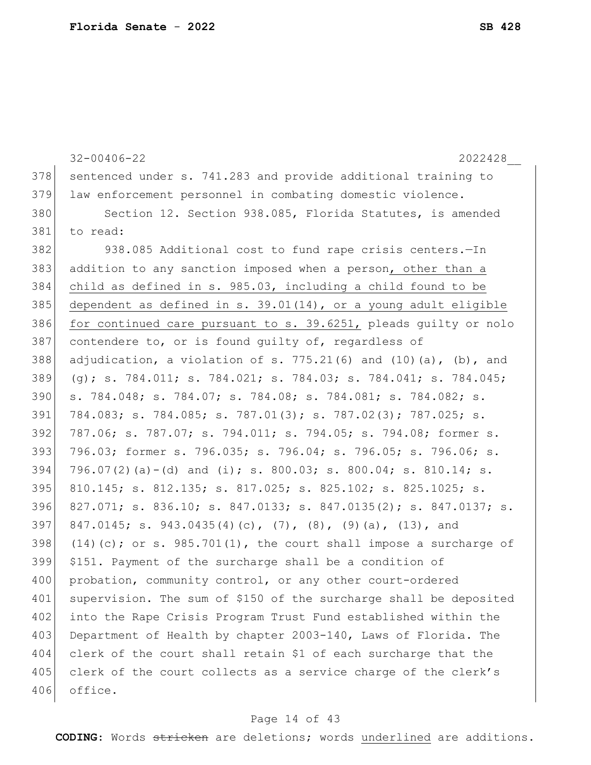32-00406-22 2022428__

sentenced under s. 741.283 and provide additional training to law enforcement personnel in combating domestic violence.

Section 12. Section 938.085, Florida Statutes, is amended to read:

938.085 Additional cost to fund rape crisis centers.—In addition to any sanction imposed when a person, other than a child as defined in s. 985.03, including a child found to be dependent as defined in s. 39.01(14), or a young adult eligible for continued care pursuant to s. 39.6251, pleads guilty or nolo contendere to, or is found guilty of, regardless of adjudication, a violation of s. 775.21(6) and (10)(a), (b), and (g); s. 784.011; s. 784.021; s. 784.03; s. 784.041; s. 784.045; s. 784.048; s. 784.07; s. 784.08; s. 784.081; s. 784.082; s. 784.083; s. 784.085; s. 787.01(3); s. 787.02(3); 787.025; s. 787.06; s. 787.07; s. 794.011; s. 794.05; s. 794.08; former s. 796.03; former s. 796.035; s. 796.04; s. 796.05; s. 796.06; s. 796.07(2)(a)-(d) and (i); s. 800.03; s. 800.04; s. 810.14; s. 810.145; s. 812.135; s. 817.025; s. 825.102; s. 825.1025; s. 827.071; s. 836.10; s. 847.0133; s. 847.0135(2); s. 847.0137; s. 847.0145; s. 943.0435(4)(c), (7), (8), (9)(a), (13), and (14)(c); or s. 985.701(1), the court shall impose a surcharge of $151. Payment of the surcharge shall be a condition of probation, community control, or any other court-ordered supervision. The sum of $150 of the surcharge shall be deposited into the Rape Crisis Program Trust Fund established within the Department of Health by chapter 2003-140, Laws of Florida. The clerk of the court shall retain $1 of each surcharge that the clerk of the court collects as a service charge of the clerk's office.

**CODING:** Words ~~stricken~~ are deletions; words underlined are additions.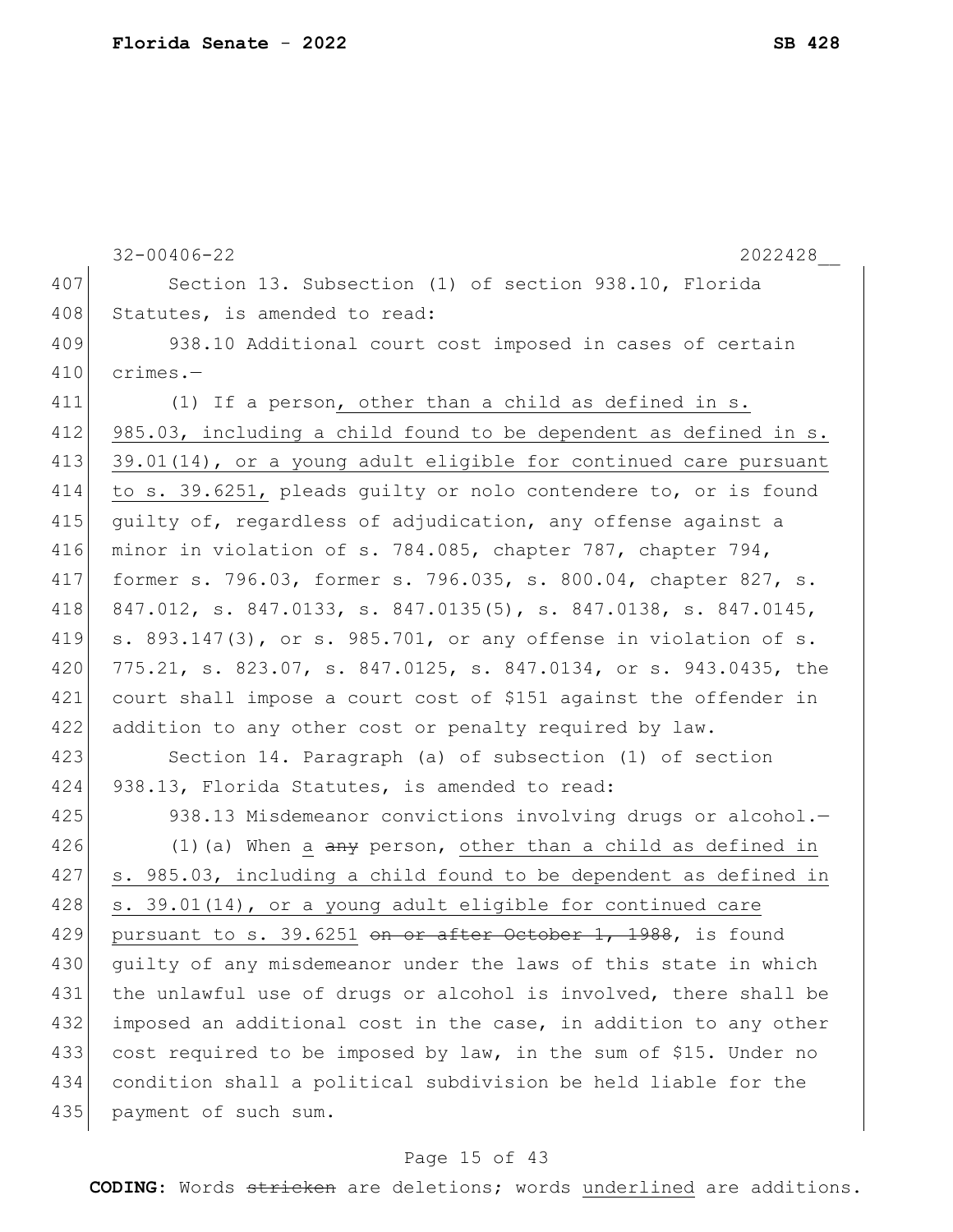Section 13. Subsection (1) of section 938.10, Florida Statutes, is amended to read:

938.10 Additional court cost imposed in cases of certain crimes.—

(1) If a person, other than a child as defined in s. 985.03, including a child found to be dependent as defined in s. 39.01(14), or a young adult eligible for continued care pursuant to s. 39.6251, pleads guilty or nolo contendere to, or is found guilty of, regardless of adjudication, any offense against a minor in violation of s. 784.085, chapter 787, chapter 794, former s. 796.03, former s. 796.035, s. 800.04, chapter 827, s. 847.012, s. 847.0133, s. 847.0135(5), s. 847.0138, s. 847.0145, s. 893.147(3), or s. 985.701, or any offense in violation of s. 775.21, s. 823.07, s. 847.0125, s. 847.0134, or s. 943.0435, the court shall impose a court cost of $151 against the offender in addition to any other cost or penalty required by law.

Section 14. Paragraph (a) of subsection (1) of section 938.13, Florida Statutes, is amended to read:

938.13 Misdemeanor convictions involving drugs or alcohol.—

(1)(a) When a ~~any~~ person, other than a child as defined in s. 985.03, including a child found to be dependent as defined in s. 39.01(14), or a young adult eligible for continued care pursuant to s. 39.6251 ~~on or after October 1, 1988~~, is found guilty of any misdemeanor under the laws of this state in which the unlawful use of drugs or alcohol is involved, there shall be imposed an additional cost in the case, in addition to any other cost required to be imposed by law, in the sum of $15. Under no condition shall a political subdivision be held liable for the payment of such sum.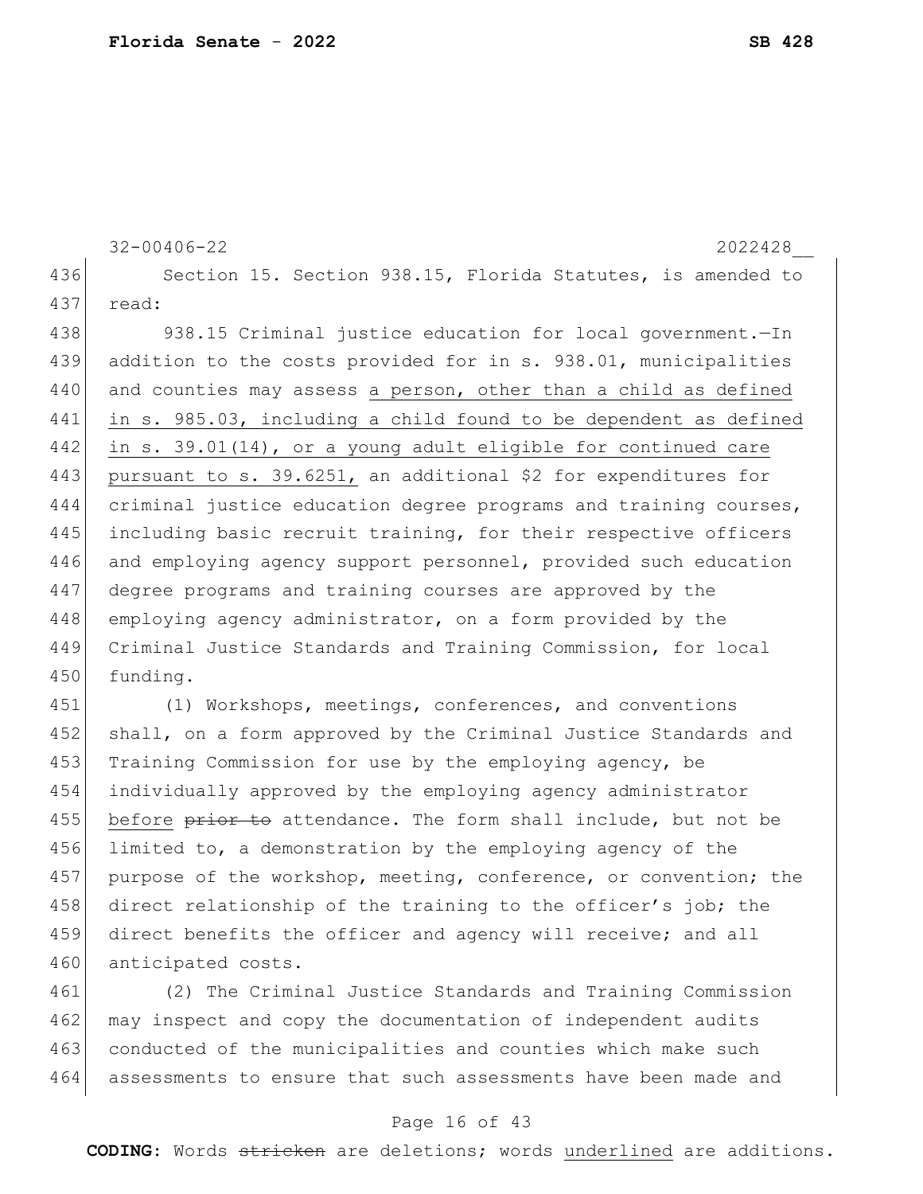Section 15. Section 938.15, Florida Statutes, is amended to read:

938.15 Criminal justice education for local government.—In addition to the costs provided for in s. 938.01, municipalities and counties may assess <u>a person, other than a child as defined in s. 985.03, including a child found to be dependent as defined in s. 39.01(14), or a young adult eligible for continued care pursuant to s. 39.6251,</u> an additional $2 for expenditures for criminal justice education degree programs and training courses, including basic recruit training, for their respective officers and employing agency support personnel, provided such education degree programs and training courses are approved by the employing agency administrator, on a form provided by the Criminal Justice Standards and Training Commission, for local funding.

(1) Workshops, meetings, conferences, and conventions shall, on a form approved by the Criminal Justice Standards and Training Commission for use by the employing agency, be individually approved by the employing agency administrator <u>before</u> ~~prior to~~ attendance. The form shall include, but not be limited to, a demonstration by the employing agency of the purpose of the workshop, meeting, conference, or convention; the direct relationship of the training to the officer's job; the direct benefits the officer and agency will receive; and all anticipated costs.

(2) The Criminal Justice Standards and Training Commission may inspect and copy the documentation of independent audits conducted of the municipalities and counties which make such assessments to ensure that such assessments have been made and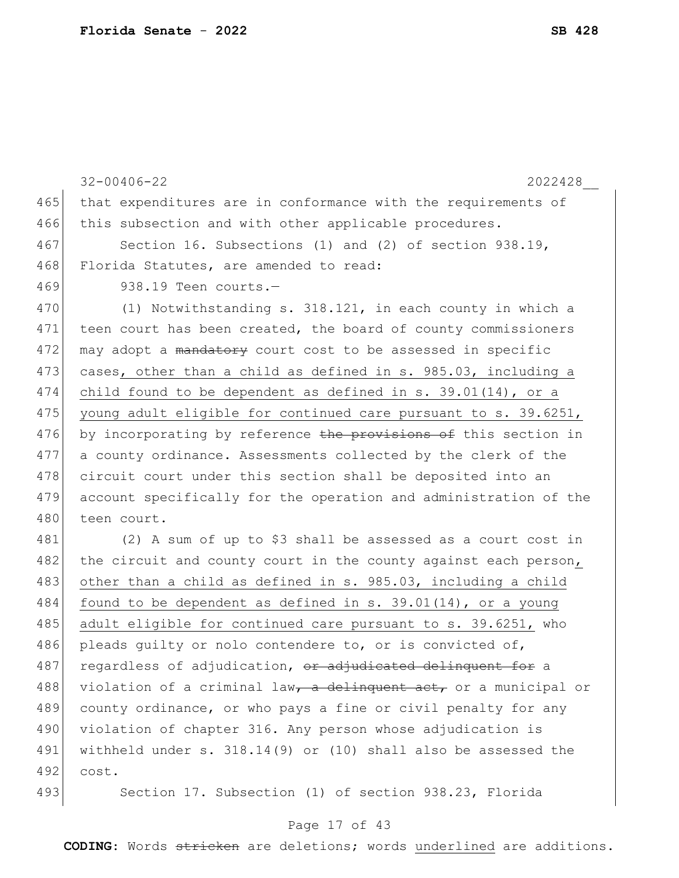that expenditures are in conformance with the requirements of this subsection and with other applicable procedures.

Section 16. Subsections (1) and (2) of section 938.19, Florida Statutes, are amended to read:

938.19 Teen courts.—

(1) Notwithstanding s. 318.121, in each county in which a teen court has been created, the board of county commissioners may adopt a ~~mandatory~~ court cost to be assessed in specific cases, other than a child as defined in s. 985.03, including a child found to be dependent as defined in s. 39.01(14), or a young adult eligible for continued care pursuant to s. 39.6251, by incorporating by reference ~~the provisions of~~ this section in a county ordinance. Assessments collected by the clerk of the circuit court under this section shall be deposited into an account specifically for the operation and administration of the teen court.

(2) A sum of up to $3 shall be assessed as a court cost in the circuit and county court in the county against each person, other than a child as defined in s. 985.03, including a child found to be dependent as defined in s. 39.01(14), or a young adult eligible for continued care pursuant to s. 39.6251, who pleads guilty or nolo contendere to, or is convicted of, regardless of adjudication, ~~or adjudicated delinquent for~~ a violation of a criminal law~~, a delinquent act,~~ or a municipal or county ordinance, or who pays a fine or civil penalty for any violation of chapter 316. Any person whose adjudication is withheld under s. 318.14(9) or (10) shall also be assessed the cost.

Section 17. Subsection (1) of section 938.23, Florida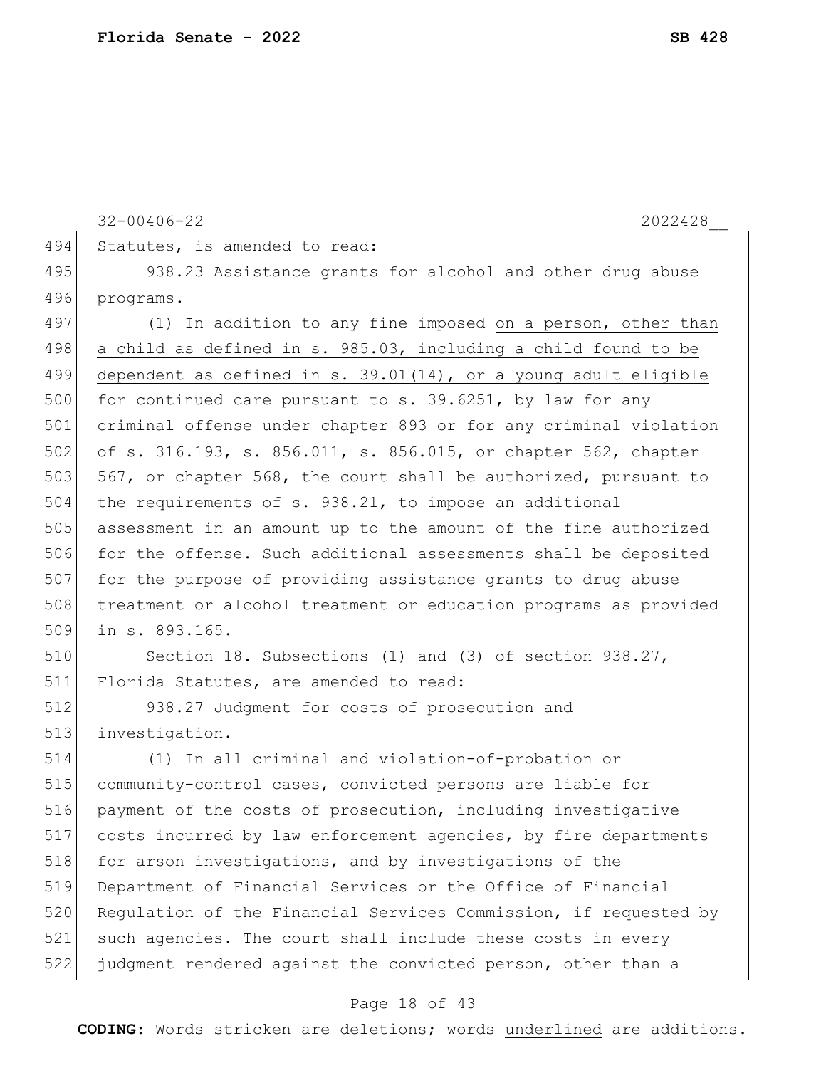Statutes, is amended to read:

938.23 Assistance grants for alcohol and other drug abuse programs.—

(1) In addition to any fine imposed <u>on a person, other than a child as defined in s. 985.03, including a child found to be dependent as defined in s. 39.01(14), or a young adult eligible for continued care pursuant to s. 39.6251,</u> by law for any criminal offense under chapter 893 or for any criminal violation of s. 316.193, s. 856.011, s. 856.015, or chapter 562, chapter 567, or chapter 568, the court shall be authorized, pursuant to the requirements of s. 938.21, to impose an additional assessment in an amount up to the amount of the fine authorized for the offense. Such additional assessments shall be deposited for the purpose of providing assistance grants to drug abuse treatment or alcohol treatment or education programs as provided in s. 893.165.

Section 18. Subsections (1) and (3) of section 938.27, Florida Statutes, are amended to read:

938.27 Judgment for costs of prosecution and investigation.—

(1) In all criminal and violation-of-probation or community-control cases, convicted persons are liable for payment of the costs of prosecution, including investigative costs incurred by law enforcement agencies, by fire departments for arson investigations, and by investigations of the Department of Financial Services or the Office of Financial Regulation of the Financial Services Commission, if requested by such agencies. The court shall include these costs in every judgment rendered against the convicted person<u>, other than a</u>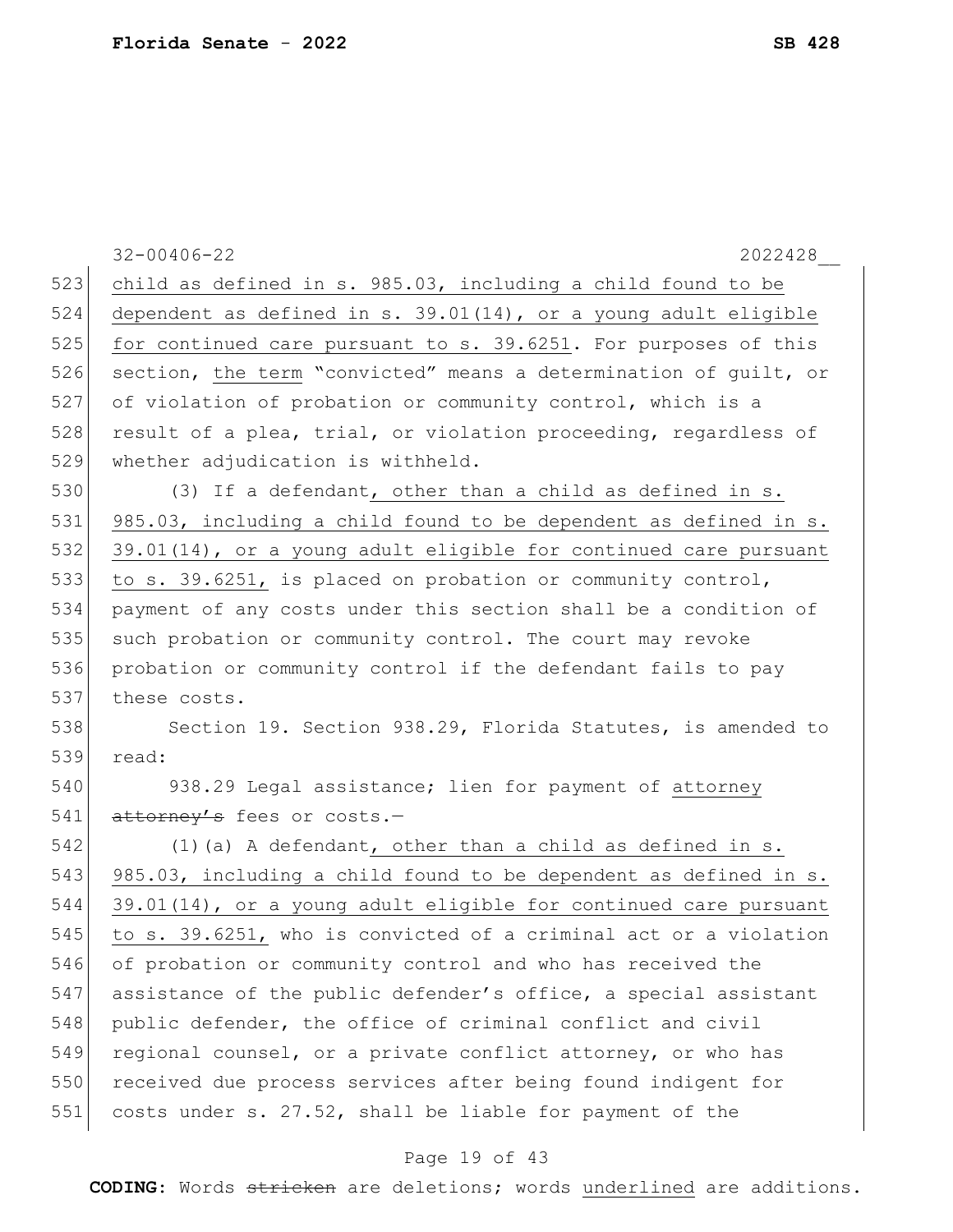child as defined in s. 985.03, including a child found to be dependent as defined in s. 39.01(14), or a young adult eligible for continued care pursuant to s. 39.6251. For purposes of this section, the term "convicted" means a determination of guilt, or of violation of probation or community control, which is a result of a plea, trial, or violation proceeding, regardless of whether adjudication is withheld.

(3) If a defendant, other than a child as defined in s. 985.03, including a child found to be dependent as defined in s. 39.01(14), or a young adult eligible for continued care pursuant to s. 39.6251, is placed on probation or community control, payment of any costs under this section shall be a condition of such probation or community control. The court may revoke probation or community control if the defendant fails to pay these costs.

Section 19. Section 938.29, Florida Statutes, is amended to read:

938.29 Legal assistance; lien for payment of attorney ~~attorney's~~ fees or costs.—

(1)(a) A defendant, other than a child as defined in s. 985.03, including a child found to be dependent as defined in s. 39.01(14), or a young adult eligible for continued care pursuant to s. 39.6251, who is convicted of a criminal act or a violation of probation or community control and who has received the assistance of the public defender's office, a special assistant public defender, the office of criminal conflict and civil regional counsel, or a private conflict attorney, or who has received due process services after being found indigent for costs under s. 27.52, shall be liable for payment of the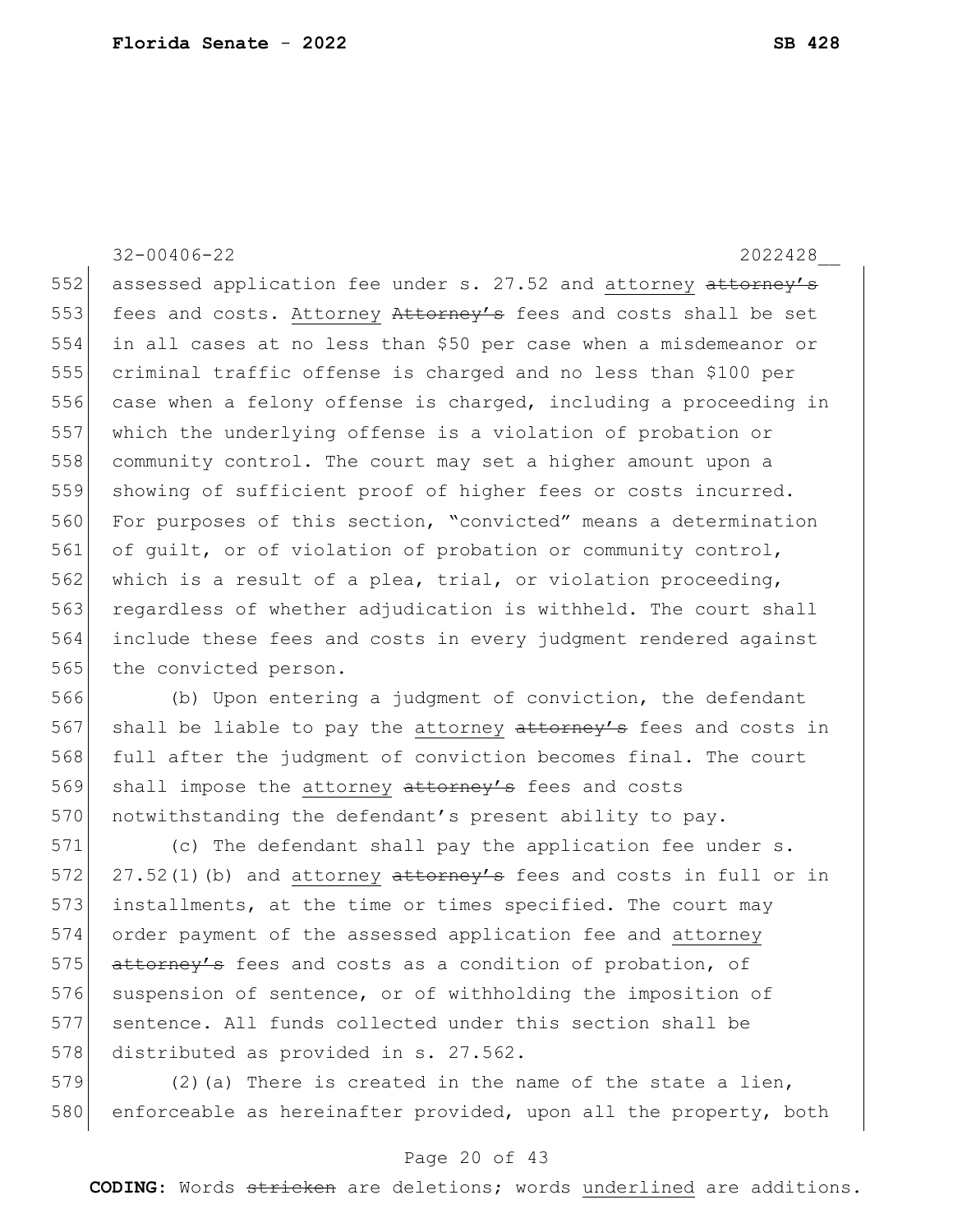assessed application fee under s. 27.52 and attorney ~~attorney's~~ fees and costs. Attorney ~~Attorney's~~ fees and costs shall be set in all cases at no less than $50 per case when a misdemeanor or criminal traffic offense is charged and no less than $100 per case when a felony offense is charged, including a proceeding in which the underlying offense is a violation of probation or community control. The court may set a higher amount upon a showing of sufficient proof of higher fees or costs incurred. For purposes of this section, "convicted" means a determination of guilt, or of violation of probation or community control, which is a result of a plea, trial, or violation proceeding, regardless of whether adjudication is withheld. The court shall include these fees and costs in every judgment rendered against the convicted person.

(b) Upon entering a judgment of conviction, the defendant shall be liable to pay the attorney ~~attorney's~~ fees and costs in full after the judgment of conviction becomes final. The court shall impose the attorney ~~attorney's~~ fees and costs notwithstanding the defendant's present ability to pay.

(c) The defendant shall pay the application fee under s. 27.52(1)(b) and attorney ~~attorney's~~ fees and costs in full or in installments, at the time or times specified. The court may order payment of the assessed application fee and attorney ~~attorney's~~ fees and costs as a condition of probation, of suspension of sentence, or of withholding the imposition of sentence. All funds collected under this section shall be distributed as provided in s. 27.562.

(2)(a) There is created in the name of the state a lien, enforceable as hereinafter provided, upon all the property, both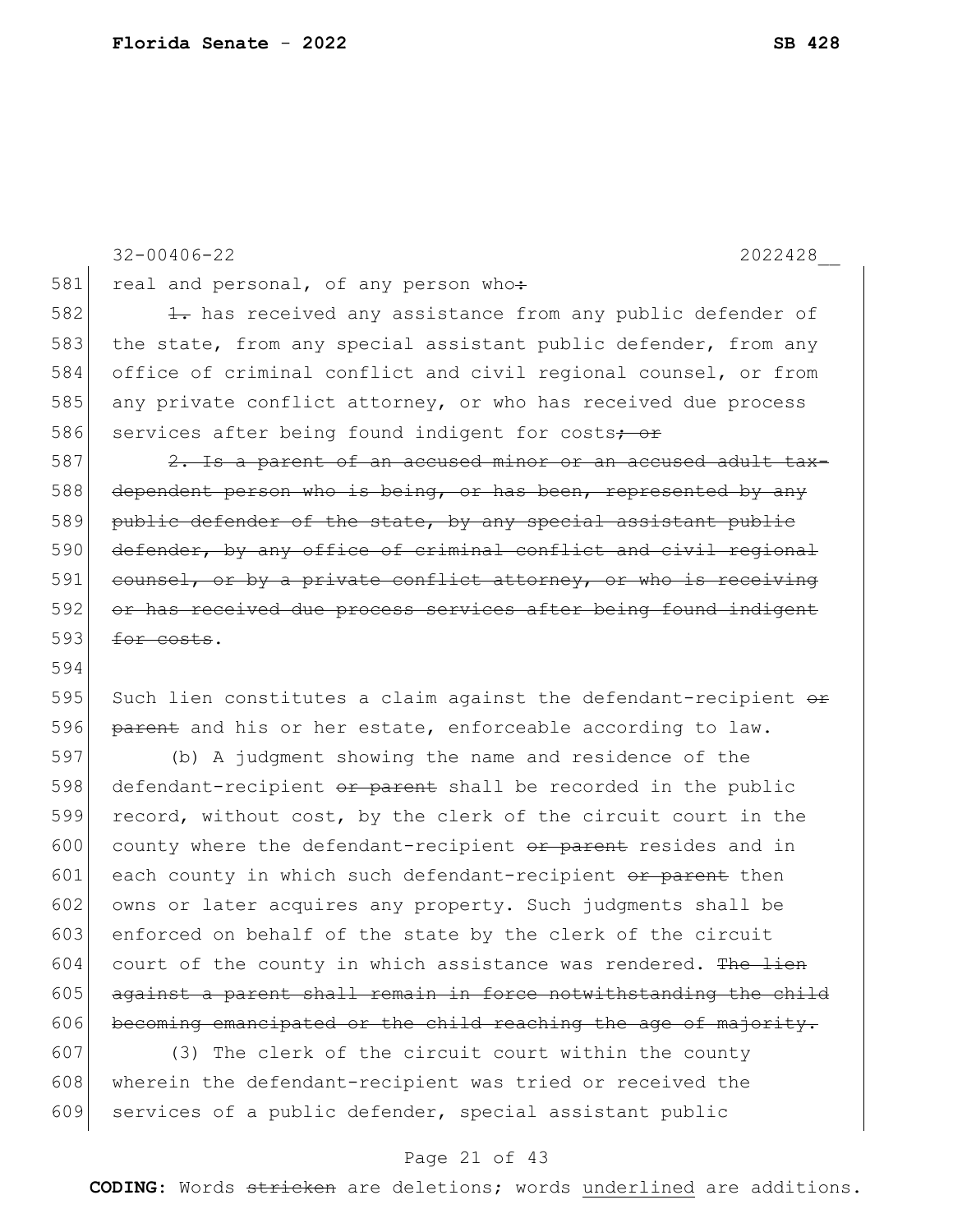real and personal, of any person who~~:~~

~~1.~~ has received any assistance from any public defender of the state, from any special assistant public defender, from any office of criminal conflict and civil regional counsel, or from any private conflict attorney, or who has received due process services after being found indigent for costs~~; or~~

~~2. Is a parent of an accused minor or an accused adult tax-dependent person who is being, or has been, represented by any public defender of the state, by any special assistant public defender, by any office of criminal conflict and civil regional counsel, or by a private conflict attorney, or who is receiving or has received due process services after being found indigent for costs~~.

Such lien constitutes a claim against the defendant-recipient ~~or parent~~ and his or her estate, enforceable according to law.

(b) A judgment showing the name and residence of the defendant-recipient ~~or parent~~ shall be recorded in the public record, without cost, by the clerk of the circuit court in the county where the defendant-recipient ~~or parent~~ resides and in each county in which such defendant-recipient ~~or parent~~ then owns or later acquires any property. Such judgments shall be enforced on behalf of the state by the clerk of the circuit court of the county in which assistance was rendered. ~~The lien against a parent shall remain in force notwithstanding the child becoming emancipated or the child reaching the age of majority.~~

(3) The clerk of the circuit court within the county wherein the defendant-recipient was tried or received the services of a public defender, special assistant public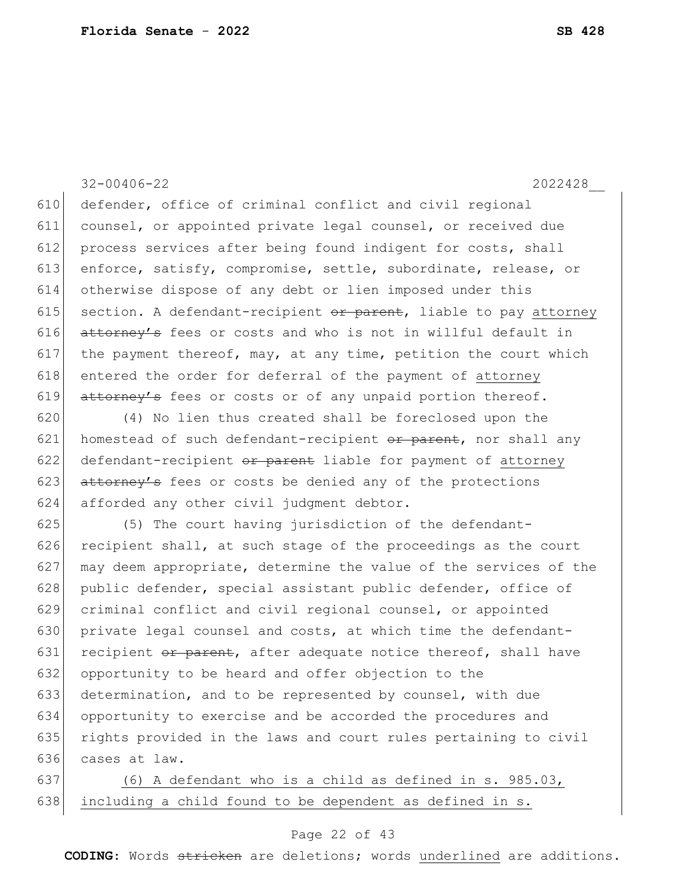32-00406-22 2022428__

610 defender, office of criminal conflict and civil regional
611 counsel, or appointed private legal counsel, or received due
612 process services after being found indigent for costs, shall
613 enforce, satisfy, compromise, settle, subordinate, release, or
614 otherwise dispose of any debt or lien imposed under this
615 section. A defendant-recipient ~~or parent~~, liable to pay <u>attorney</u>
616 ~~attorney's~~ fees or costs and who is not in willful default in
617 the payment thereof, may, at any time, petition the court which
618 entered the order for deferral of the payment of <u>attorney</u>
619 ~~attorney's~~ fees or costs or of any unpaid portion thereof.

620 (4) No lien thus created shall be foreclosed upon the
621 homestead of such defendant-recipient ~~or parent~~, nor shall any
622 defendant-recipient ~~or parent~~ liable for payment of <u>attorney</u>
623 ~~attorney's~~ fees or costs be denied any of the protections
624 afforded any other civil judgment debtor.

625 (5) The court having jurisdiction of the defendant-
626 recipient shall, at such stage of the proceedings as the court
627 may deem appropriate, determine the value of the services of the
628 public defender, special assistant public defender, office of
629 criminal conflict and civil regional counsel, or appointed
630 private legal counsel and costs, at which time the defendant-
631 recipient ~~or parent~~, after adequate notice thereof, shall have
632 opportunity to be heard and offer objection to the
633 determination, and to be represented by counsel, with due
634 opportunity to exercise and be accorded the procedures and
635 rights provided in the laws and court rules pertaining to civil
636 cases at law.

637 <u>(6) A defendant who is a child as defined in s. 985.03,</u>
638 <u>including a child found to be dependent as defined in s.</u>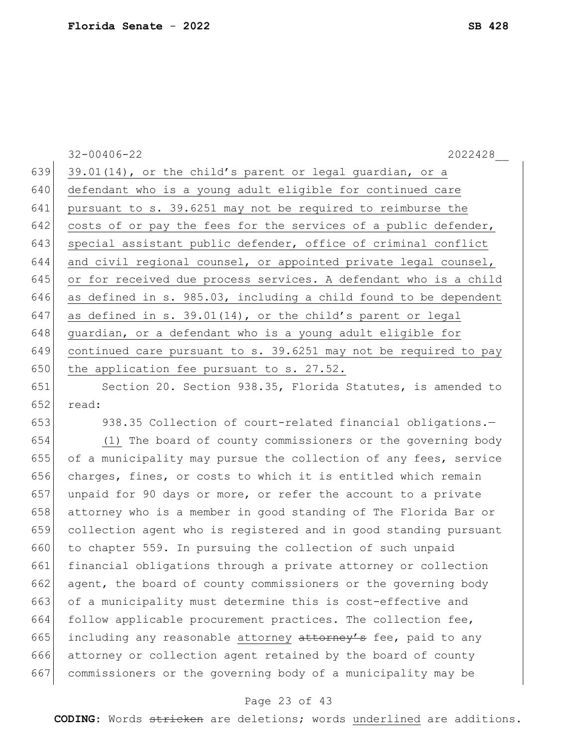39.01(14), or the child's parent or legal guardian, or a defendant who is a young adult eligible for continued care pursuant to s. 39.6251 may not be required to reimburse the costs of or pay the fees for the services of a public defender, special assistant public defender, office of criminal conflict and civil regional counsel, or appointed private legal counsel, or for received due process services. A defendant who is a child as defined in s. 985.03, including a child found to be dependent as defined in s. 39.01(14), or the child's parent or legal guardian, or a defendant who is a young adult eligible for continued care pursuant to s. 39.6251 may not be required to pay the application fee pursuant to s. 27.52.

Section 20. Section 938.35, Florida Statutes, is amended to read:

938.35 Collection of court-related financial obligations.—

(1) The board of county commissioners or the governing body of a municipality may pursue the collection of any fees, service charges, fines, or costs to which it is entitled which remain unpaid for 90 days or more, or refer the account to a private attorney who is a member in good standing of The Florida Bar or collection agent who is registered and in good standing pursuant to chapter 559. In pursuing the collection of such unpaid financial obligations through a private attorney or collection agent, the board of county commissioners or the governing body of a municipality must determine this is cost-effective and follow applicable procurement practices. The collection fee, including any reasonable attorney ~~attorney's~~ fee, paid to any attorney or collection agent retained by the board of county commissioners or the governing body of a municipality may be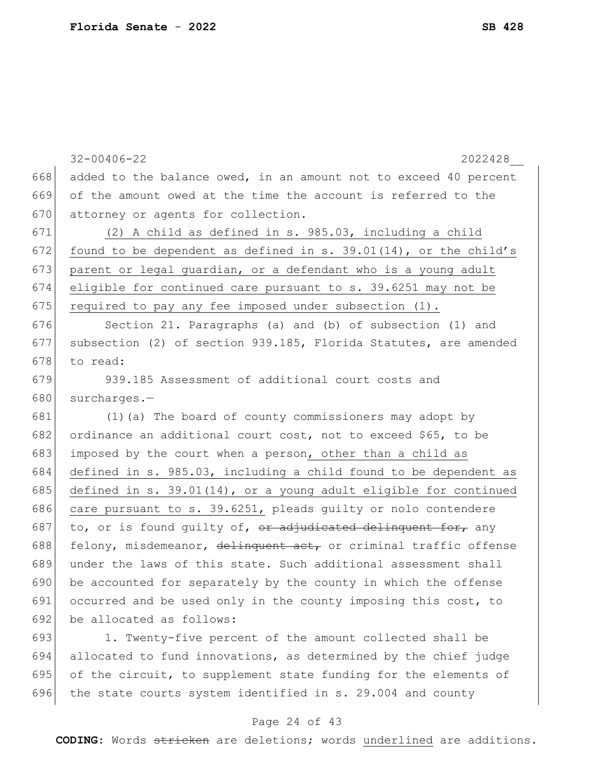added to the balance owed, in an amount not to exceed 40 percent of the amount owed at the time the account is referred to the attorney or agents for collection.

<u>(2) A child as defined in s. 985.03, including a child found to be dependent as defined in s. 39.01(14), or the child's parent or legal guardian, or a defendant who is a young adult eligible for continued care pursuant to s. 39.6251 may not be required to pay any fee imposed under subsection (1).</u>

Section 21. Paragraphs (a) and (b) of subsection (1) and subsection (2) of section 939.185, Florida Statutes, are amended to read:

939.185 Assessment of additional court costs and surcharges.—

(1)(a) The board of county commissioners may adopt by ordinance an additional court cost, not to exceed $65, to be imposed by the court when a person<u>, other than a child as defined in s. 985.03, including a child found to be dependent as defined in s. 39.01(14), or a young adult eligible for continued care pursuant to s. 39.6251,</u> pleads guilty or nolo contendere to, or is found guilty of, ~~or adjudicated delinquent for,~~ any felony, misdemeanor, ~~delinquent act,~~ or criminal traffic offense under the laws of this state. Such additional assessment shall be accounted for separately by the county in which the offense occurred and be used only in the county imposing this cost, to be allocated as follows:

1. Twenty-five percent of the amount collected shall be allocated to fund innovations, as determined by the chief judge of the circuit, to supplement state funding for the elements of the state courts system identified in s. 29.004 and county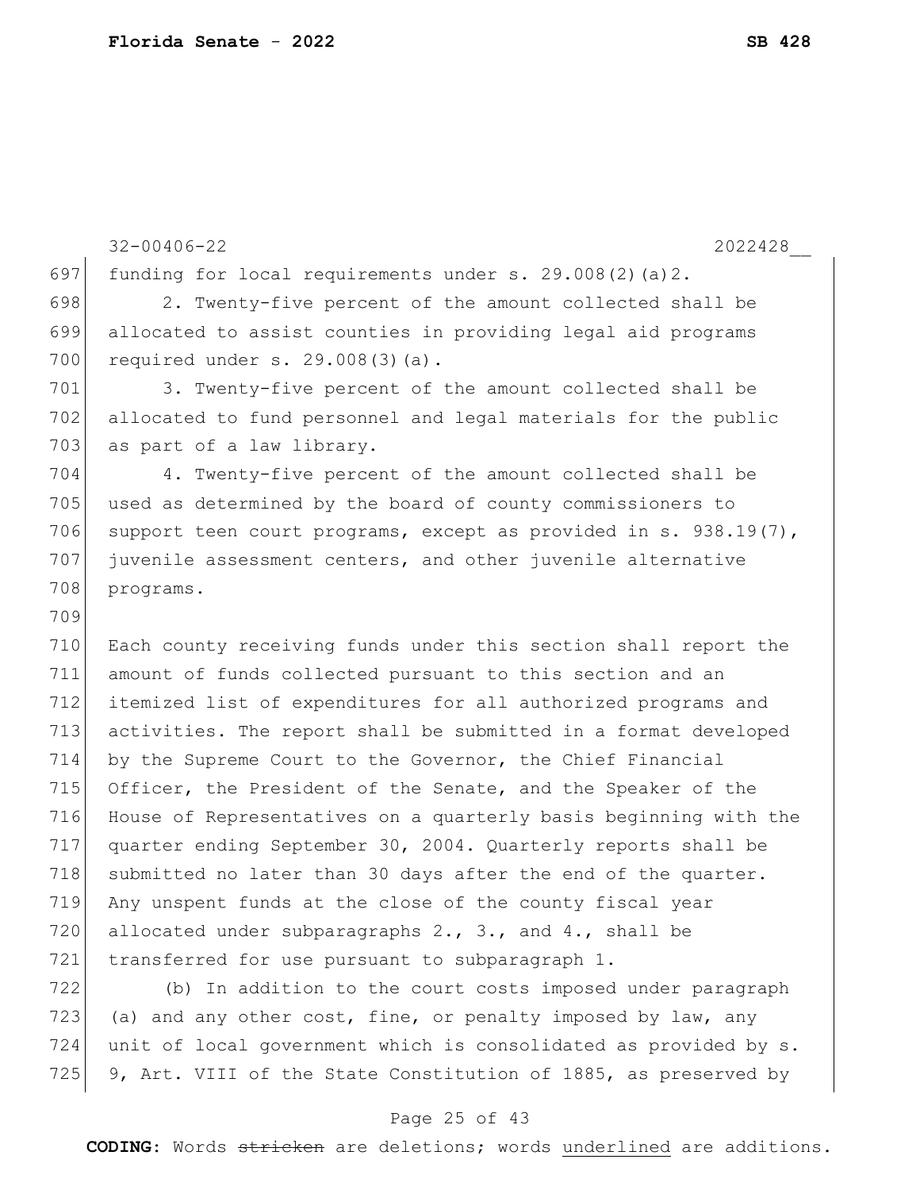funding for local requirements under s. 29.008(2)(a)2.

2. Twenty-five percent of the amount collected shall be allocated to assist counties in providing legal aid programs required under s. 29.008(3)(a).

3. Twenty-five percent of the amount collected shall be allocated to fund personnel and legal materials for the public as part of a law library.

4. Twenty-five percent of the amount collected shall be used as determined by the board of county commissioners to support teen court programs, except as provided in s. 938.19(7), juvenile assessment centers, and other juvenile alternative programs.

Each county receiving funds under this section shall report the amount of funds collected pursuant to this section and an itemized list of expenditures for all authorized programs and activities. The report shall be submitted in a format developed by the Supreme Court to the Governor, the Chief Financial Officer, the President of the Senate, and the Speaker of the House of Representatives on a quarterly basis beginning with the quarter ending September 30, 2004. Quarterly reports shall be submitted no later than 30 days after the end of the quarter. Any unspent funds at the close of the county fiscal year allocated under subparagraphs 2., 3., and 4., shall be transferred for use pursuant to subparagraph 1.

(b) In addition to the court costs imposed under paragraph (a) and any other cost, fine, or penalty imposed by law, any unit of local government which is consolidated as provided by s. 9, Art. VIII of the State Constitution of 1885, as preserved by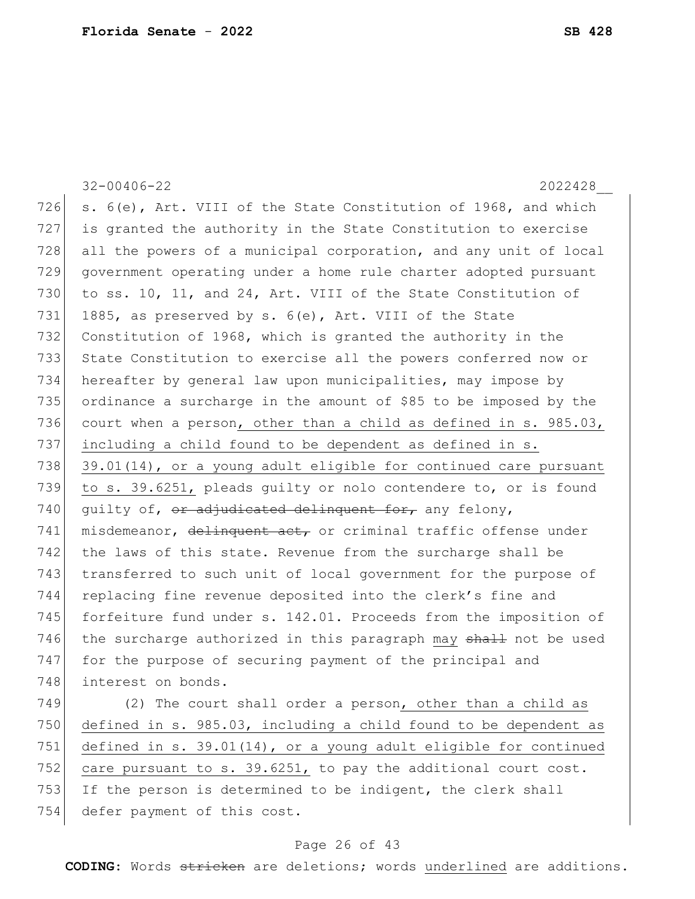s. 6(e), Art. VIII of the State Constitution of 1968, and which is granted the authority in the State Constitution to exercise all the powers of a municipal corporation, and any unit of local government operating under a home rule charter adopted pursuant to ss. 10, 11, and 24, Art. VIII of the State Constitution of 1885, as preserved by s. 6(e), Art. VIII of the State Constitution of 1968, which is granted the authority in the State Constitution to exercise all the powers conferred now or hereafter by general law upon municipalities, may impose by ordinance a surcharge in the amount of $85 to be imposed by the court when a person, other than a child as defined in s. 985.03, including a child found to be dependent as defined in s. 39.01(14), or a young adult eligible for continued care pursuant to s. 39.6251, pleads guilty or nolo contendere to, or is found guilty of, ~~or adjudicated delinquent for,~~ any felony, misdemeanor, ~~delinquent act,~~ or criminal traffic offense under the laws of this state. Revenue from the surcharge shall be transferred to such unit of local government for the purpose of replacing fine revenue deposited into the clerk's fine and forfeiture fund under s. 142.01. Proceeds from the imposition of the surcharge authorized in this paragraph may ~~shall~~ not be used for the purpose of securing payment of the principal and interest on bonds.

(2) The court shall order a person, other than a child as defined in s. 985.03, including a child found to be dependent as defined in s. 39.01(14), or a young adult eligible for continued care pursuant to s. 39.6251, to pay the additional court cost. If the person is determined to be indigent, the clerk shall defer payment of this cost.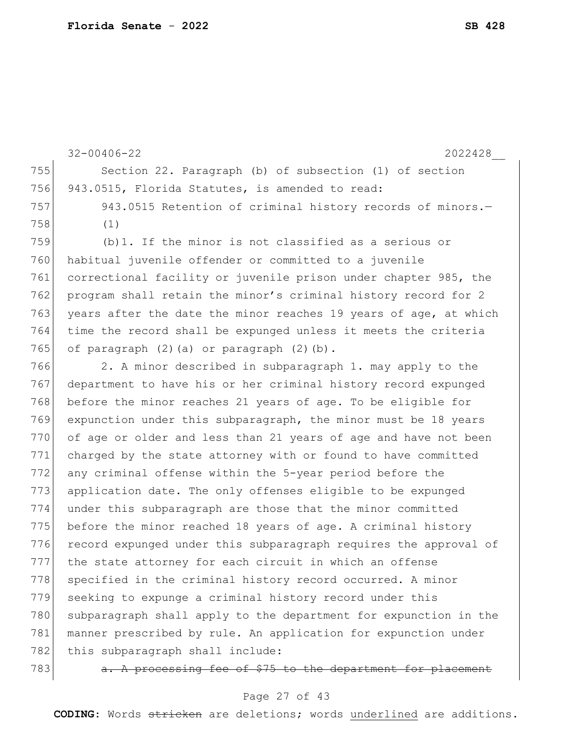Section 22. Paragraph (b) of subsection (1) of section 943.0515, Florida Statutes, is amended to read:

943.0515 Retention of criminal history records of minors.—

(1)

(b)1. If the minor is not classified as a serious or habitual juvenile offender or committed to a juvenile correctional facility or juvenile prison under chapter 985, the program shall retain the minor's criminal history record for 2 years after the date the minor reaches 19 years of age, at which time the record shall be expunged unless it meets the criteria of paragraph (2)(a) or paragraph (2)(b).

2. A minor described in subparagraph 1. may apply to the department to have his or her criminal history record expunged before the minor reaches 21 years of age. To be eligible for expunction under this subparagraph, the minor must be 18 years of age or older and less than 21 years of age and have not been charged by the state attorney with or found to have committed any criminal offense within the 5-year period before the application date. The only offenses eligible to be expunged under this subparagraph are those that the minor committed before the minor reached 18 years of age. A criminal history record expunged under this subparagraph requires the approval of the state attorney for each circuit in which an offense specified in the criminal history record occurred. A minor seeking to expunge a criminal history record under this subparagraph shall apply to the department for expunction in the manner prescribed by rule. An application for expunction under this subparagraph shall include:

~~a. A processing fee of $75 to the department for placement~~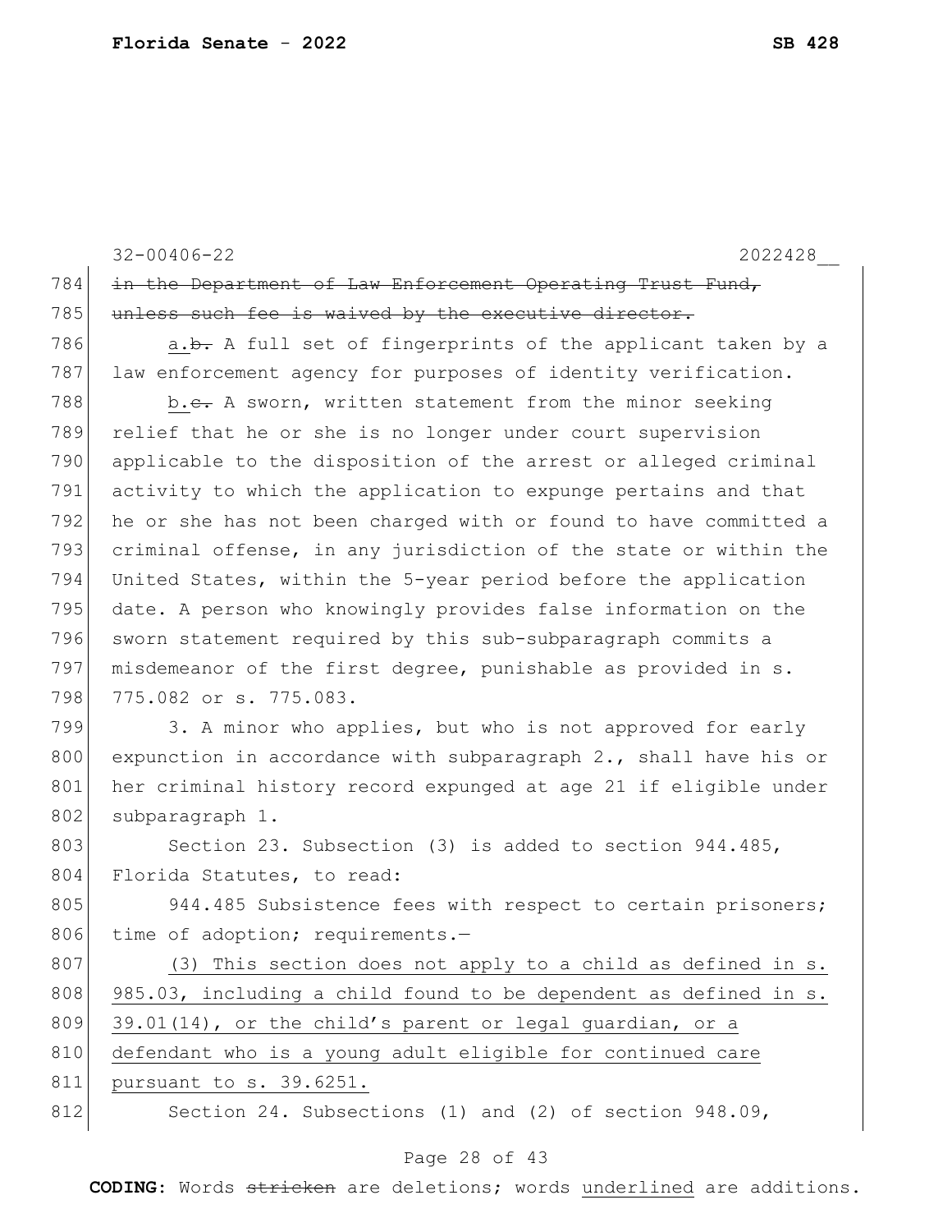~~in the Department of Law Enforcement Operating Trust Fund, unless such fee is waived by the executive director.~~

a.~~b.~~ A full set of fingerprints of the applicant taken by a law enforcement agency for purposes of identity verification.

b.~~c.~~ A sworn, written statement from the minor seeking relief that he or she is no longer under court supervision applicable to the disposition of the arrest or alleged criminal activity to which the application to expunge pertains and that he or she has not been charged with or found to have committed a criminal offense, in any jurisdiction of the state or within the United States, within the 5-year period before the application date. A person who knowingly provides false information on the sworn statement required by this sub-subparagraph commits a misdemeanor of the first degree, punishable as provided in s. 775.082 or s. 775.083.

3. A minor who applies, but who is not approved for early expunction in accordance with subparagraph 2., shall have his or her criminal history record expunged at age 21 if eligible under subparagraph 1.

Section 23. Subsection (3) is added to section 944.485, Florida Statutes, to read:

944.485 Subsistence fees with respect to certain prisoners; time of adoption; requirements.—

<u>(3) This section does not apply to a child as defined in s. 985.03, including a child found to be dependent as defined in s. 39.01(14), or the child's parent or legal guardian, or a defendant who is a young adult eligible for continued care pursuant to s. 39.6251.</u>

Section 24. Subsections (1) and (2) of section 948.09,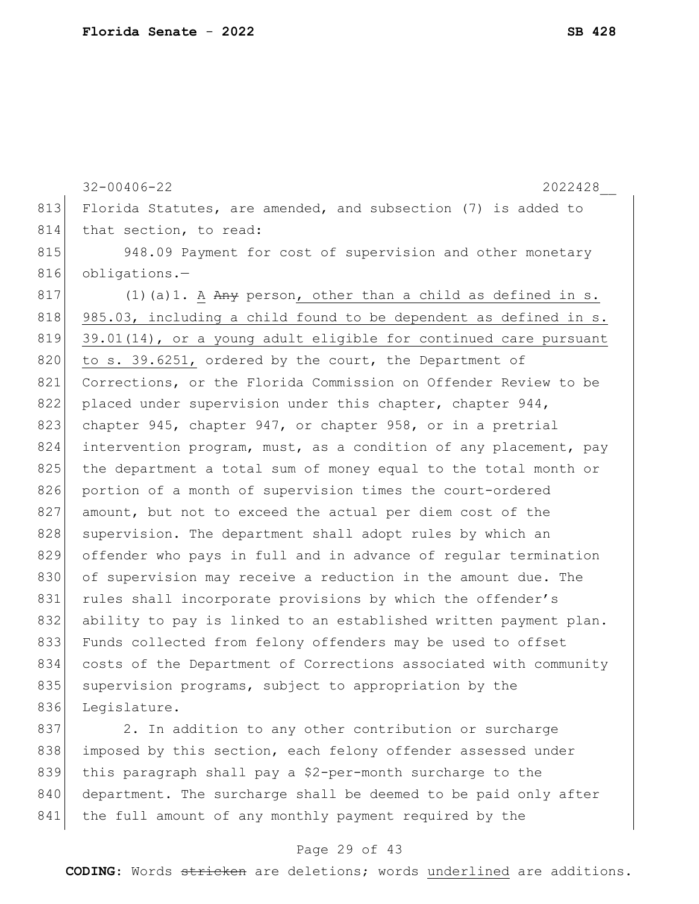Florida Statutes, are amended, and subsection (7) is added to that section, to read:

948.09 Payment for cost of supervision and other monetary obligations.—

(1)(a)1. A ~~Any~~ person, other than a child as defined in s. 985.03, including a child found to be dependent as defined in s. 39.01(14), or a young adult eligible for continued care pursuant to s. 39.6251, ordered by the court, the Department of Corrections, or the Florida Commission on Offender Review to be placed under supervision under this chapter, chapter 944, chapter 945, chapter 947, or chapter 958, or in a pretrial intervention program, must, as a condition of any placement, pay the department a total sum of money equal to the total month or portion of a month of supervision times the court-ordered amount, but not to exceed the actual per diem cost of the supervision. The department shall adopt rules by which an offender who pays in full and in advance of regular termination of supervision may receive a reduction in the amount due. The rules shall incorporate provisions by which the offender's ability to pay is linked to an established written payment plan. Funds collected from felony offenders may be used to offset costs of the Department of Corrections associated with community supervision programs, subject to appropriation by the Legislature.

2. In addition to any other contribution or surcharge imposed by this section, each felony offender assessed under this paragraph shall pay a $2-per-month surcharge to the department. The surcharge shall be deemed to be paid only after the full amount of any monthly payment required by the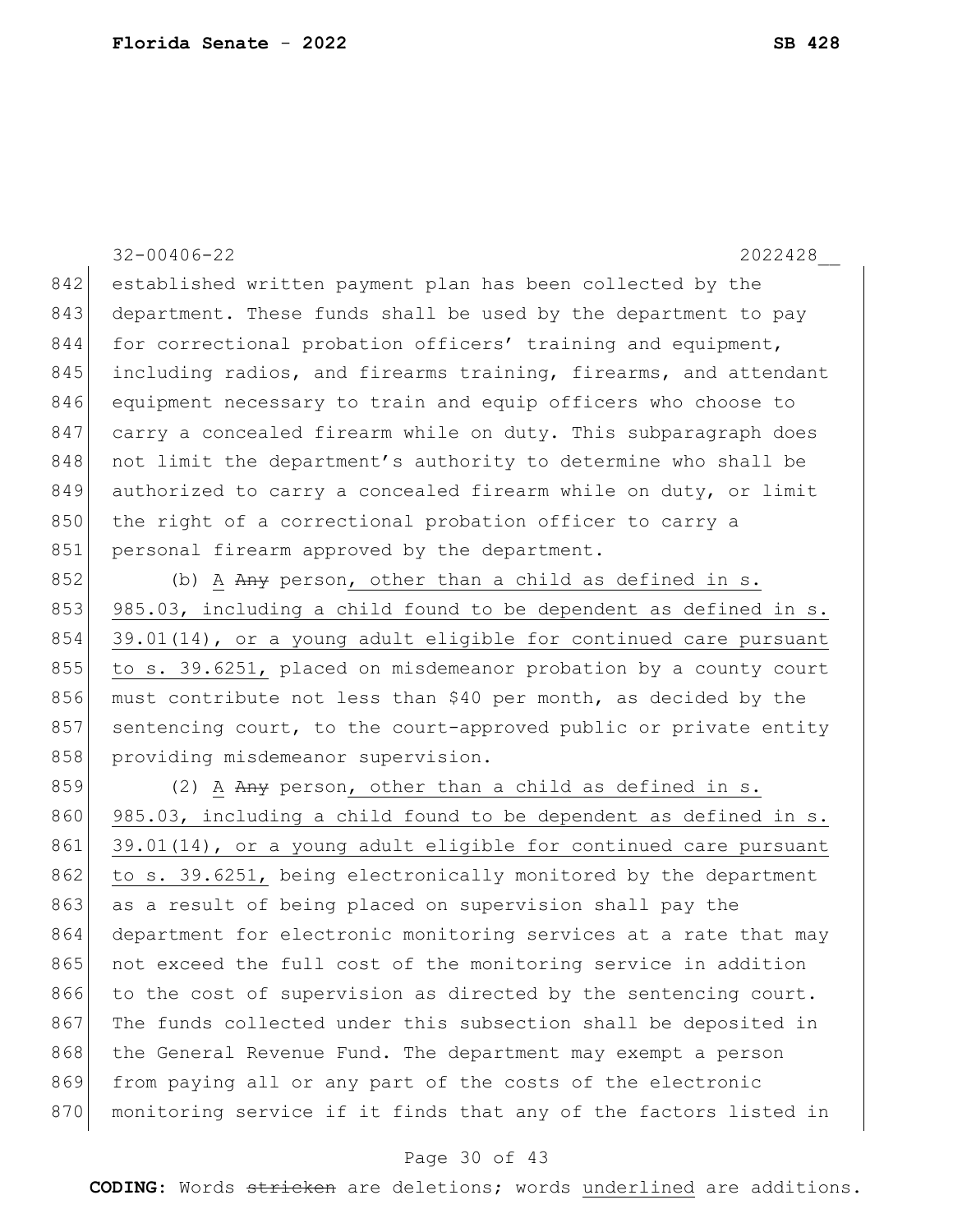established written payment plan has been collected by the department. These funds shall be used by the department to pay for correctional probation officers' training and equipment, including radios, and firearms training, firearms, and attendant equipment necessary to train and equip officers who choose to carry a concealed firearm while on duty. This subparagraph does not limit the department's authority to determine who shall be authorized to carry a concealed firearm while on duty, or limit the right of a correctional probation officer to carry a personal firearm approved by the department.

(b) A ~~Any~~ person, <u>other than a child as defined in s. 985.03, including a child found to be dependent as defined in s. 39.01(14), or a young adult eligible for continued care pursuant to s. 39.6251,</u> placed on misdemeanor probation by a county court must contribute not less than $40 per month, as decided by the sentencing court, to the court-approved public or private entity providing misdemeanor supervision.

(2) A ~~Any~~ person, <u>other than a child as defined in s. 985.03, including a child found to be dependent as defined in s. 39.01(14), or a young adult eligible for continued care pursuant to s. 39.6251,</u> being electronically monitored by the department as a result of being placed on supervision shall pay the department for electronic monitoring services at a rate that may not exceed the full cost of the monitoring service in addition to the cost of supervision as directed by the sentencing court. The funds collected under this subsection shall be deposited in the General Revenue Fund. The department may exempt a person from paying all or any part of the costs of the electronic monitoring service if it finds that any of the factors listed in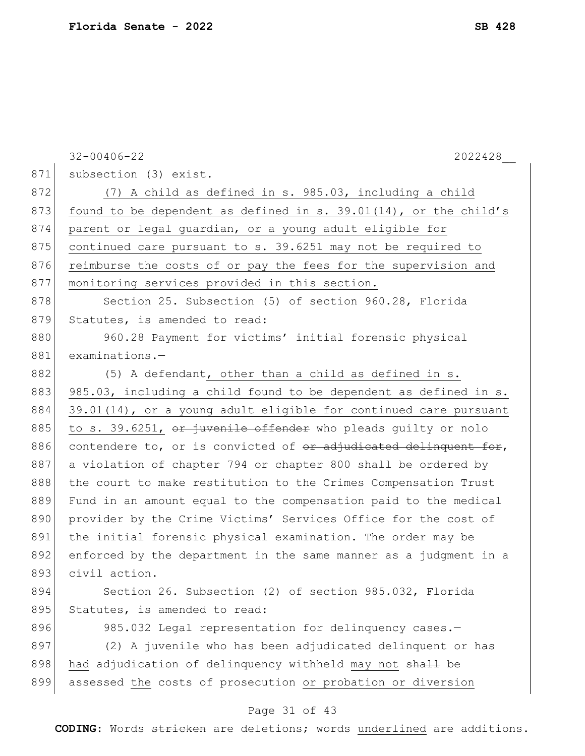subsection (3) exist.

<u>(7) A child as defined in s. 985.03, including a child found to be dependent as defined in s. 39.01(14), or the child's parent or legal guardian, or a young adult eligible for continued care pursuant to s. 39.6251 may not be required to reimburse the costs of or pay the fees for the supervision and monitoring services provided in this section.</u>

Section 25. Subsection (5) of section 960.28, Florida Statutes, is amended to read:

960.28 Payment for victims' initial forensic physical examinations.—

(5) A defendant<u>, other than a child as defined in s. 985.03, including a child found to be dependent as defined in s. 39.01(14), or a young adult eligible for continued care pursuant to s. 39.6251,</u> ~~or juvenile offender~~ who pleads guilty or nolo contendere to, or is convicted of ~~or adjudicated delinquent for~~, a violation of chapter 794 or chapter 800 shall be ordered by the court to make restitution to the Crimes Compensation Trust Fund in an amount equal to the compensation paid to the medical provider by the Crime Victims' Services Office for the cost of the initial forensic physical examination. The order may be enforced by the department in the same manner as a judgment in a civil action.

Section 26. Subsection (2) of section 985.032, Florida Statutes, is amended to read:

985.032 Legal representation for delinquency cases.—

(2) A juvenile who has been adjudicated delinquent or has <u>had</u> adjudication of delinquency withheld <u>may not</u> ~~shall~~ be assessed <u>the</u> costs of prosecution <u>or probation or diversion</u>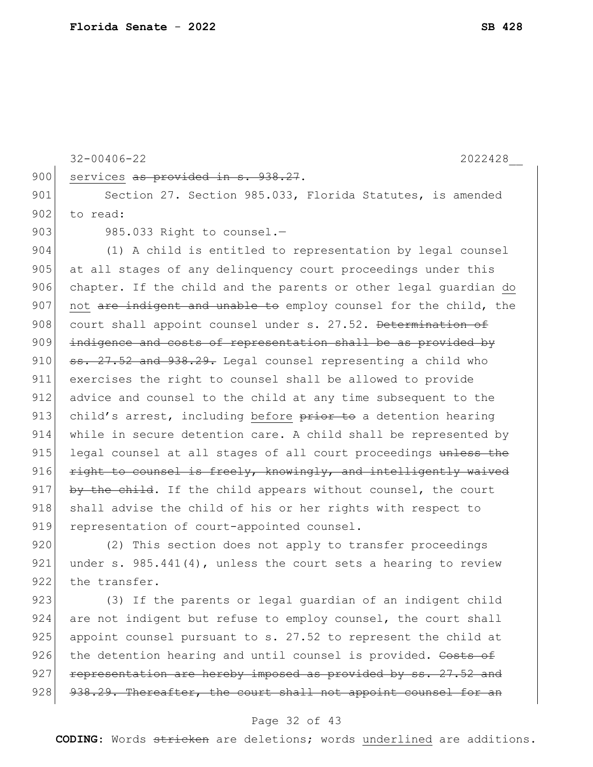services ~~as provided in s. 938.27~~.

Section 27. Section 985.033, Florida Statutes, is amended to read:

985.033 Right to counsel.—

(1) A child is entitled to representation by legal counsel at all stages of any delinquency court proceedings under this chapter. If the child and the parents or other legal guardian <u>do not</u> ~~are indigent and unable to~~ employ counsel for the child, the court shall appoint counsel under s. 27.52. ~~Determination of indigence and costs of representation shall be as provided by ss. 27.52 and 938.29.~~ Legal counsel representing a child who exercises the right to counsel shall be allowed to provide advice and counsel to the child at any time subsequent to the child's arrest, including <u>before</u> ~~prior to~~ a detention hearing while in secure detention care. A child shall be represented by legal counsel at all stages of all court proceedings ~~unless the right to counsel is freely, knowingly, and intelligently waived by the child~~. If the child appears without counsel, the court shall advise the child of his or her rights with respect to representation of court-appointed counsel.

(2) This section does not apply to transfer proceedings under s. 985.441(4), unless the court sets a hearing to review the transfer.

(3) If the parents or legal guardian of an indigent child are not indigent but refuse to employ counsel, the court shall appoint counsel pursuant to s. 27.52 to represent the child at the detention hearing and until counsel is provided. ~~Costs of representation are hereby imposed as provided by ss. 27.52 and 938.29. Thereafter, the court shall not appoint counsel for an~~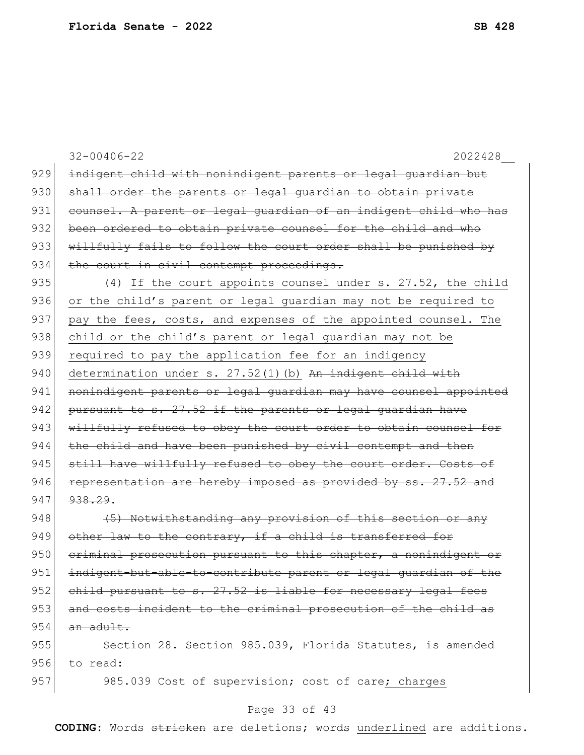32-00406-22 2022428__

929 ~~indigent child with nonindigent parents or legal guardian but~~
930 ~~shall order the parents or legal guardian to obtain private~~
931 ~~counsel. A parent or legal guardian of an indigent child who has~~
932 ~~been ordered to obtain private counsel for the child and who~~
933 ~~willfully fails to follow the court order shall be punished by~~
934 ~~the court in civil contempt proceedings.~~

935 (4) <u>If the court appoints counsel under s. 27.52, the child</u>
936 <u>or the child's parent or legal guardian may not be required to</u>
937 <u>pay the fees, costs, and expenses of the appointed counsel. The</u>
938 <u>child or the child's parent or legal guardian may not be</u>
939 <u>required to pay the application fee for an indigency</u>
940 <u>determination under s. 27.52(1)(b)</u> ~~An indigent child with~~
941 ~~nonindigent parents or legal guardian may have counsel appointed~~
942 ~~pursuant to s. 27.52 if the parents or legal guardian have~~
943 ~~willfully refused to obey the court order to obtain counsel for~~
944 ~~the child and have been punished by civil contempt and then~~
945 ~~still have willfully refused to obey the court order. Costs of~~
946 ~~representation are hereby imposed as provided by ss. 27.52 and~~
947 ~~938.29~~.

948 ~~(5) Notwithstanding any provision of this section or any~~
949 ~~other law to the contrary, if a child is transferred for~~
950 ~~criminal prosecution pursuant to this chapter, a nonindigent or~~
951 ~~indigent-but-able-to-contribute parent or legal guardian of the~~
952 ~~child pursuant to s. 27.52 is liable for necessary legal fees~~
953 ~~and costs incident to the criminal prosecution of the child as~~
954 ~~an adult.~~

955 Section 28. Section 985.039, Florida Statutes, is amended
956 to read:

957 985.039 Cost of supervision; cost of care<u>; charges</u>

**CODING:** Words ~~stricken~~ are deletions; words <u>underlined</u> are additions.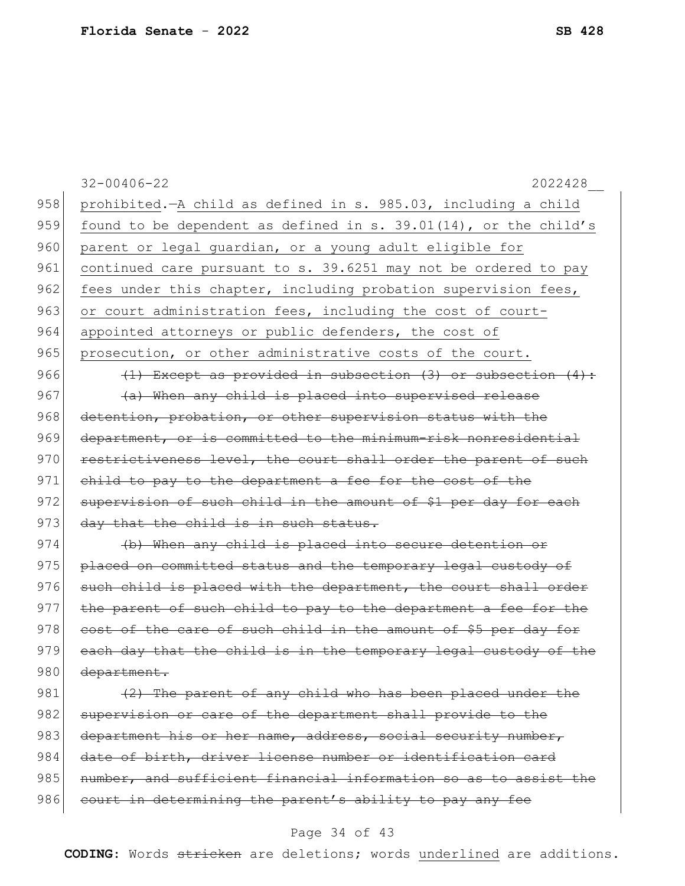32-00406-22 2022428__

958 prohibited.—A child as defined in s. 985.03, including a child
959 found to be dependent as defined in s. 39.01(14), or the child's
960 parent or legal guardian, or a young adult eligible for
961 continued care pursuant to s. 39.6251 may not be ordered to pay
962 fees under this chapter, including probation supervision fees,
963 or court administration fees, including the cost of court-
964 appointed attorneys or public defenders, the cost of
965 prosecution, or other administrative costs of the court.

966 ~~(1) Except as provided in subsection (3) or subsection (4):~~

967 ~~(a) When any child is placed into supervised release~~
968 ~~detention, probation, or other supervision status with the~~
969 ~~department, or is committed to the minimum-risk nonresidential~~
970 ~~restrictiveness level, the court shall order the parent of such~~
971 ~~child to pay to the department a fee for the cost of the~~
972 ~~supervision of such child in the amount of $1 per day for each~~
973 ~~day that the child is in such status.~~

974 ~~(b) When any child is placed into secure detention or~~
975 ~~placed on committed status and the temporary legal custody of~~
976 ~~such child is placed with the department, the court shall order~~
977 ~~the parent of such child to pay to the department a fee for the~~
978 ~~cost of the care of such child in the amount of $5 per day for~~
979 ~~each day that the child is in the temporary legal custody of the~~
980 ~~department.~~

981 ~~(2) The parent of any child who has been placed under the~~
982 ~~supervision or care of the department shall provide to the~~
983 ~~department his or her name, address, social security number,~~
984 ~~date of birth, driver license number or identification card~~
985 ~~number, and sufficient financial information so as to assist the~~
986 ~~court in determining the parent's ability to pay any fee~~

**CODING:** Words ~~stricken~~ are deletions; words underlined are additions.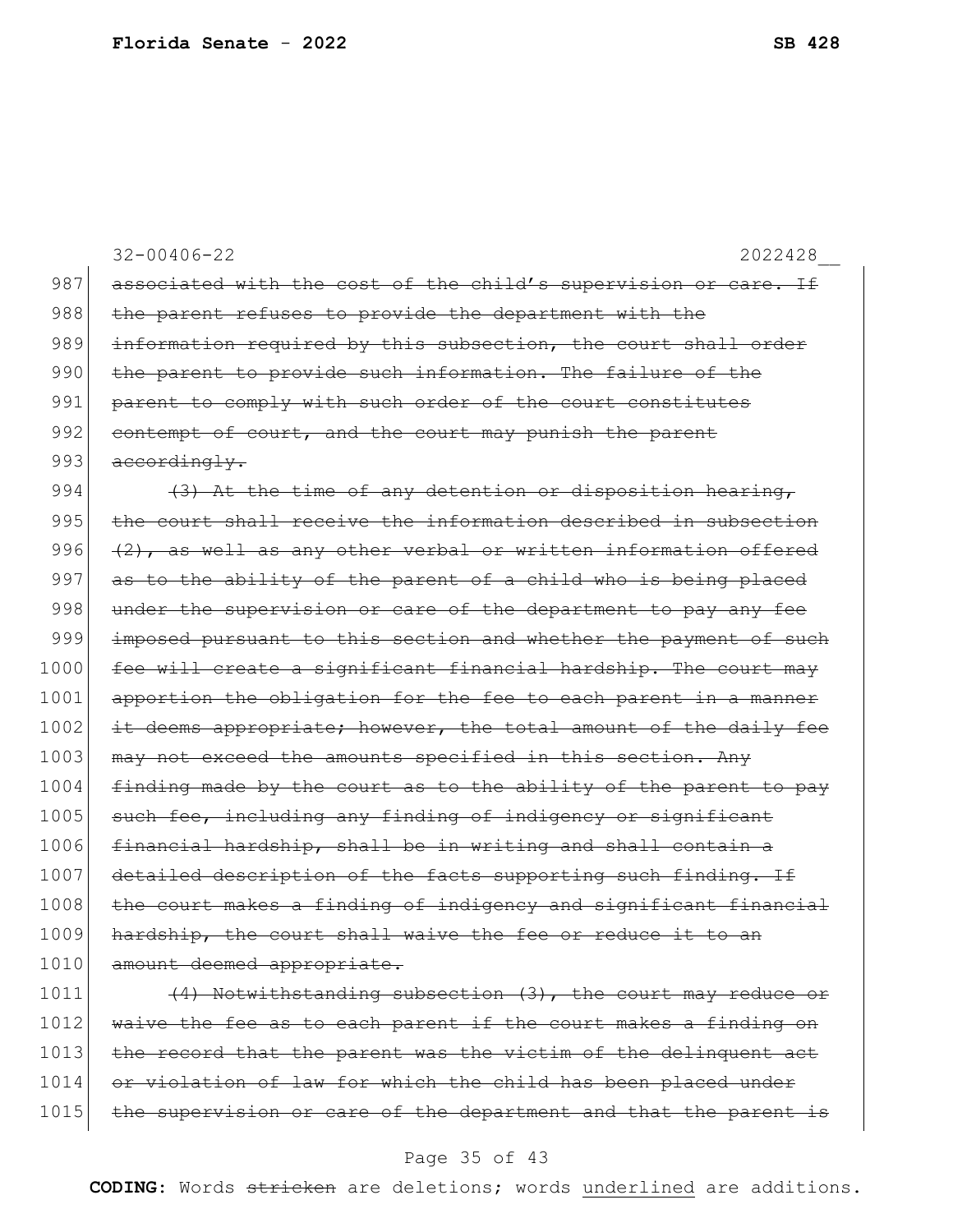32-00406-22 2022428__

987 ~~associated with the cost of the child's supervision or care. If~~
988 ~~the parent refuses to provide the department with the~~
989 ~~information required by this subsection, the court shall order~~
990 ~~the parent to provide such information. The failure of the~~
991 ~~parent to comply with such order of the court constitutes~~
992 ~~contempt of court, and the court may punish the parent~~
993 ~~accordingly.~~
994 ~~(3) At the time of any detention or disposition hearing,~~
995 ~~the court shall receive the information described in subsection~~
996 ~~(2), as well as any other verbal or written information offered~~
997 ~~as to the ability of the parent of a child who is being placed~~
998 ~~under the supervision or care of the department to pay any fee~~
999 ~~imposed pursuant to this section and whether the payment of such~~
1000 ~~fee will create a significant financial hardship. The court may~~
1001 ~~apportion the obligation for the fee to each parent in a manner~~
1002 ~~it deems appropriate; however, the total amount of the daily fee~~
1003 ~~may not exceed the amounts specified in this section. Any~~
1004 ~~finding made by the court as to the ability of the parent to pay~~
1005 ~~such fee, including any finding of indigency or significant~~
1006 ~~financial hardship, shall be in writing and shall contain a~~
1007 ~~detailed description of the facts supporting such finding. If~~
1008 ~~the court makes a finding of indigency and significant financial~~
1009 ~~hardship, the court shall waive the fee or reduce it to an~~
1010 ~~amount deemed appropriate.~~
1011 ~~(4) Notwithstanding subsection (3), the court may reduce or~~
1012 ~~waive the fee as to each parent if the court makes a finding on~~
1013 ~~the record that the parent was the victim of the delinquent act~~
1014 ~~or violation of law for which the child has been placed under~~
1015 ~~the supervision or care of the department and that the parent is~~

**CODING:** Words ~~stricken~~ are deletions; words underlined are additions.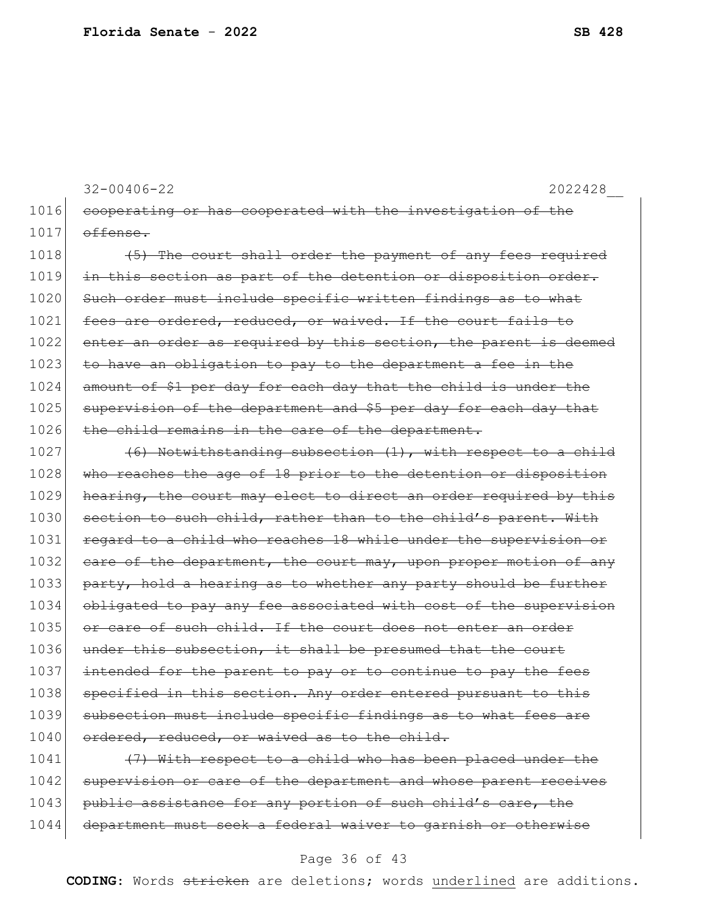1016 ~~cooperating or has cooperated with the investigation of the~~
1017 ~~offense.~~

1018 ~~(5) The court shall order the payment of any fees required~~
1019 ~~in this section as part of the detention or disposition order.~~
1020 ~~Such order must include specific written findings as to what~~
1021 ~~fees are ordered, reduced, or waived. If the court fails to~~
1022 ~~enter an order as required by this section, the parent is deemed~~
1023 ~~to have an obligation to pay to the department a fee in the~~
1024 ~~amount of $1 per day for each day that the child is under the~~
1025 ~~supervision of the department and $5 per day for each day that~~
1026 ~~the child remains in the care of the department.~~

1027 ~~(6) Notwithstanding subsection (1), with respect to a child~~
1028 ~~who reaches the age of 18 prior to the detention or disposition~~
1029 ~~hearing, the court may elect to direct an order required by this~~
1030 ~~section to such child, rather than to the child's parent. With~~
1031 ~~regard to a child who reaches 18 while under the supervision or~~
1032 ~~care of the department, the court may, upon proper motion of any~~
1033 ~~party, hold a hearing as to whether any party should be further~~
1034 ~~obligated to pay any fee associated with cost of the supervision~~
1035 ~~or care of such child. If the court does not enter an order~~
1036 ~~under this subsection, it shall be presumed that the court~~
1037 ~~intended for the parent to pay or to continue to pay the fees~~
1038 ~~specified in this section. Any order entered pursuant to this~~
1039 ~~subsection must include specific findings as to what fees are~~
1040 ~~ordered, reduced, or waived as to the child.~~

1041 ~~(7) With respect to a child who has been placed under the~~
1042 ~~supervision or care of the department and whose parent receives~~
1043 ~~public assistance for any portion of such child's care, the~~
1044 ~~department must seek a federal waiver to garnish or otherwise~~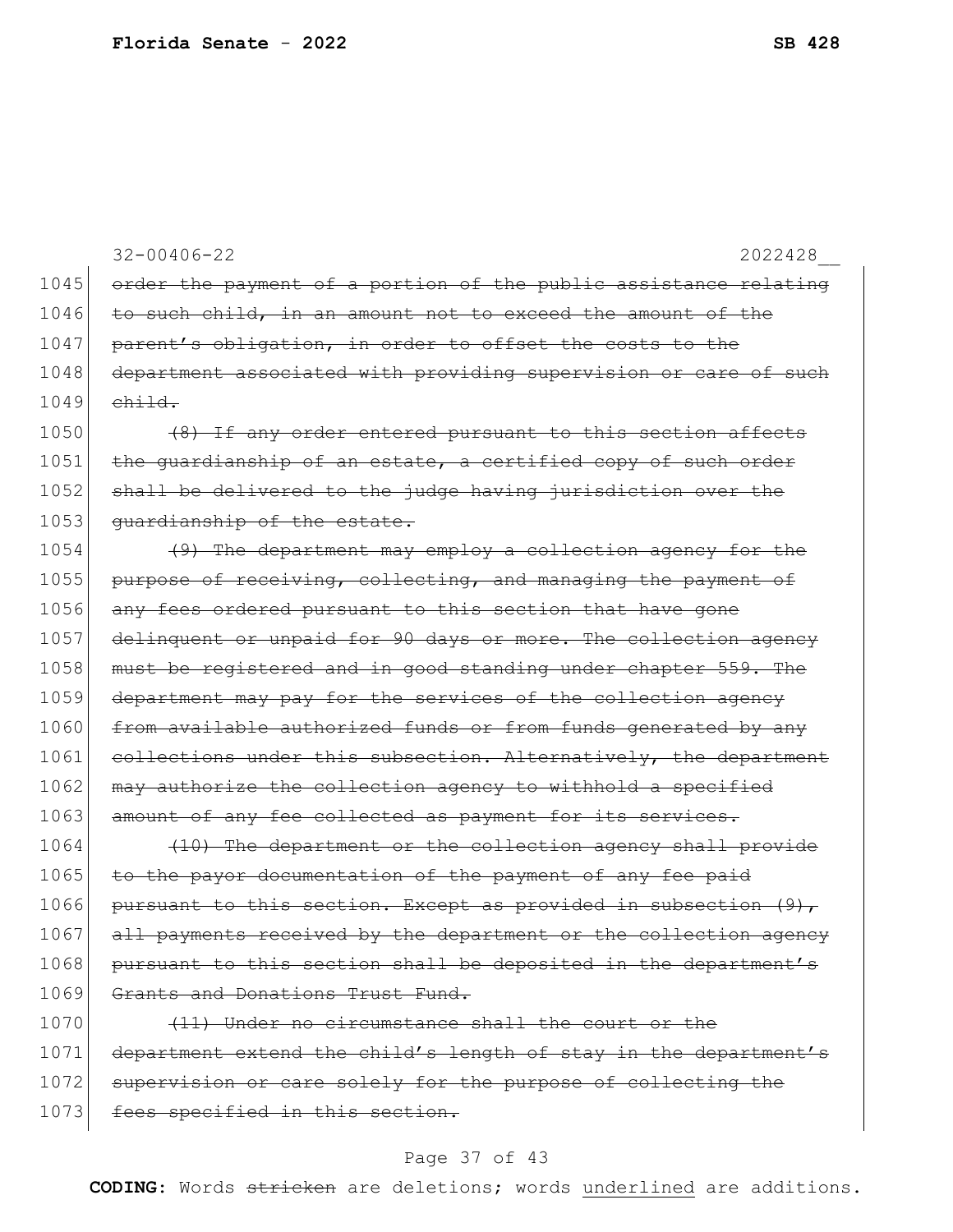1045 ~~order the payment of a portion of the public assistance relating~~
1046 ~~to such child, in an amount not to exceed the amount of the~~
1047 ~~parent's obligation, in order to offset the costs to the~~
1048 ~~department associated with providing supervision or care of such~~
1049 ~~child.~~

1050 ~~(8) If any order entered pursuant to this section affects~~
1051 ~~the guardianship of an estate, a certified copy of such order~~
1052 ~~shall be delivered to the judge having jurisdiction over the~~
1053 ~~guardianship of the estate.~~

1054 ~~(9) The department may employ a collection agency for the~~
1055 ~~purpose of receiving, collecting, and managing the payment of~~
1056 ~~any fees ordered pursuant to this section that have gone~~
1057 ~~delinquent or unpaid for 90 days or more. The collection agency~~
1058 ~~must be registered and in good standing under chapter 559. The~~
1059 ~~department may pay for the services of the collection agency~~
1060 ~~from available authorized funds or from funds generated by any~~
1061 ~~collections under this subsection. Alternatively, the department~~
1062 ~~may authorize the collection agency to withhold a specified~~
1063 ~~amount of any fee collected as payment for its services.~~

1064 ~~(10) The department or the collection agency shall provide~~
1065 ~~to the payor documentation of the payment of any fee paid~~
1066 ~~pursuant to this section. Except as provided in subsection (9),~~
1067 ~~all payments received by the department or the collection agency~~
1068 ~~pursuant to this section shall be deposited in the department's~~
1069 ~~Grants and Donations Trust Fund.~~

1070 ~~(11) Under no circumstance shall the court or the~~
1071 ~~department extend the child's length of stay in the department's~~
1072 ~~supervision or care solely for the purpose of collecting the~~
1073 ~~fees specified in this section.~~

**CODING:** Words ~~stricken~~ are deletions; words <u>underlined</u> are additions.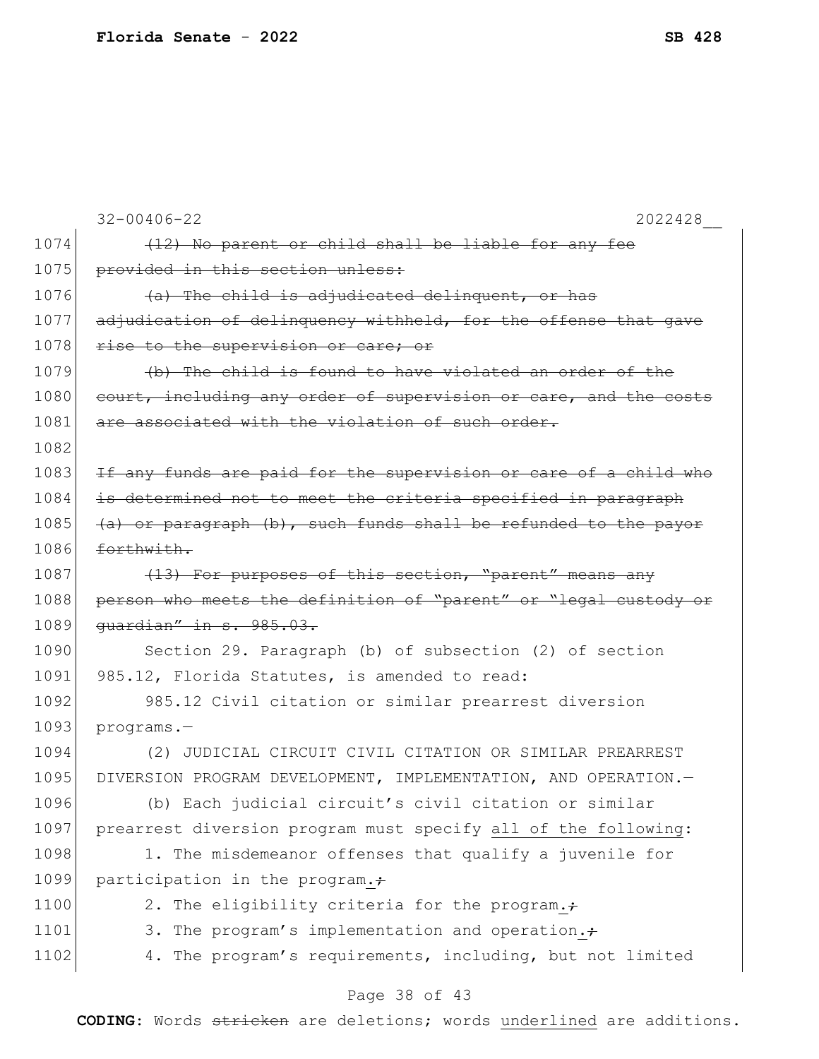32-00406-22 2022428__

1074 ~~(12) No parent or child shall be liable for any fee~~
1075 ~~provided in this section unless:~~
1076 ~~(a) The child is adjudicated delinquent, or has~~
1077 ~~adjudication of delinquency withheld, for the offense that gave~~
1078 ~~rise to the supervision or care; or~~
1079 ~~(b) The child is found to have violated an order of the~~
1080 ~~court, including any order of supervision or care, and the costs~~
1081 ~~are associated with the violation of such order.~~
1082
1083 ~~If any funds are paid for the supervision or care of a child who~~
1084 ~~is determined not to meet the criteria specified in paragraph~~
1085 ~~(a) or paragraph (b), such funds shall be refunded to the payor~~
1086 ~~forthwith.~~
1087 ~~(13) For purposes of this section, "parent" means any~~
1088 ~~person who meets the definition of "parent" or "legal custody or~~
1089 ~~guardian" in s. 985.03.~~
1090 Section 29. Paragraph (b) of subsection (2) of section
1091 985.12, Florida Statutes, is amended to read:
1092 985.12 Civil citation or similar prearrest diversion
1093 programs.—
1094 (2) JUDICIAL CIRCUIT CIVIL CITATION OR SIMILAR PREARREST
1095 DIVERSION PROGRAM DEVELOPMENT, IMPLEMENTATION, AND OPERATION.—
1096 (b) Each judicial circuit's civil citation or similar
1097 prearrest diversion program must specify <u>all of the following</u>:
1098 1. The misdemeanor offenses that qualify a juvenile for
1099 participation in the program<u>.</u>~~;~~
1100 2. The eligibility criteria for the program<u>.</u>~~;~~
1101 3. The program's implementation and operation<u>.</u>~~;~~
1102 4. The program's requirements, including, but not limited

**CODING:** Words ~~stricken~~ are deletions; words <u>underlined</u> are additions.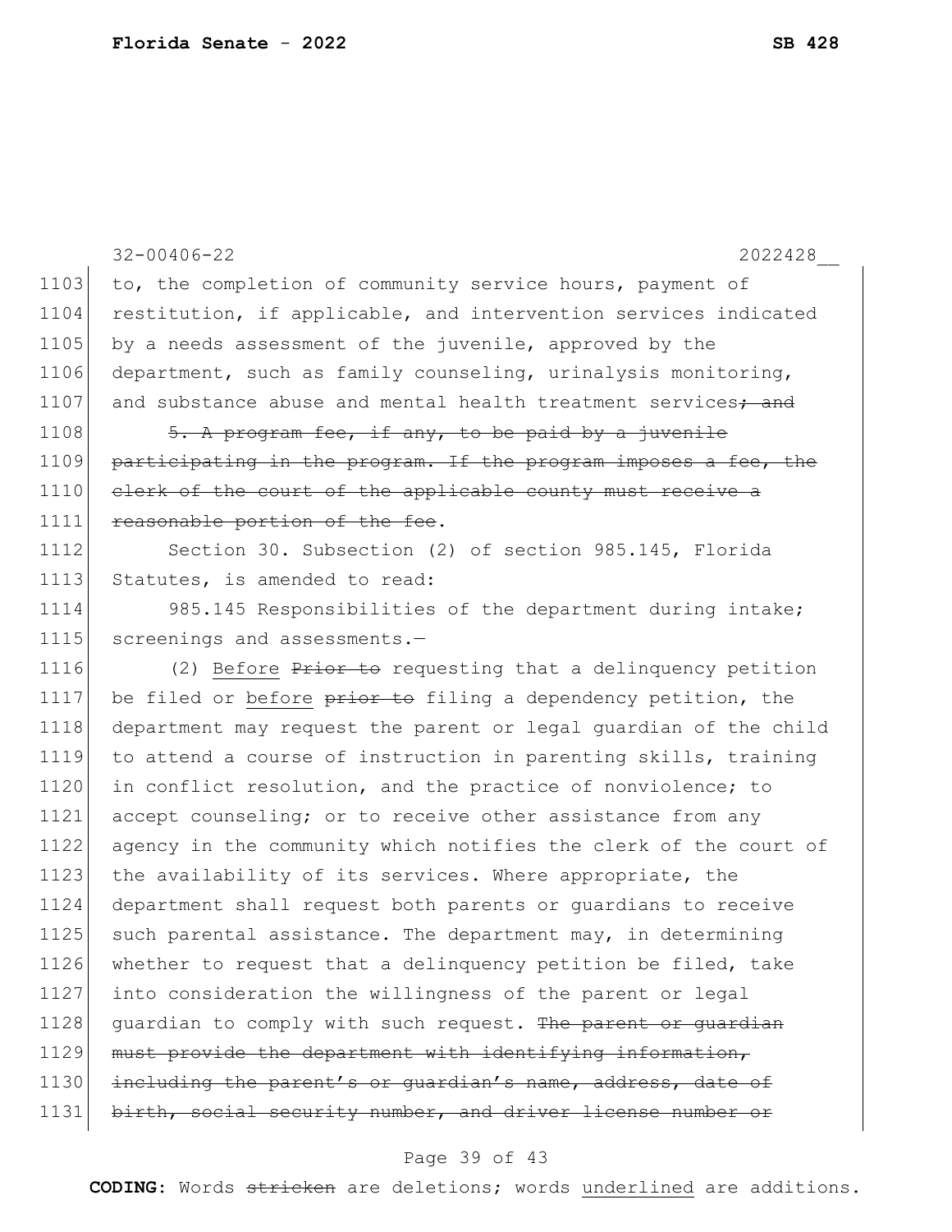to, the completion of community service hours, payment of restitution, if applicable, and intervention services indicated by a needs assessment of the juvenile, approved by the department, such as family counseling, urinalysis monitoring, and substance abuse and mental health treatment services~~; and~~

~~5. A program fee, if any, to be paid by a juvenile participating in the program. If the program imposes a fee, the clerk of the court of the applicable county must receive a reasonable portion of the fee~~.

Section 30. Subsection (2) of section 985.145, Florida Statutes, is amended to read:

985.145 Responsibilities of the department during intake; screenings and assessments.—

(2) <u>Before</u> ~~Prior to~~ requesting that a delinquency petition be filed or <u>before</u> ~~prior to~~ filing a dependency petition, the department may request the parent or legal guardian of the child to attend a course of instruction in parenting skills, training in conflict resolution, and the practice of nonviolence; to accept counseling; or to receive other assistance from any agency in the community which notifies the clerk of the court of the availability of its services. Where appropriate, the department shall request both parents or guardians to receive such parental assistance. The department may, in determining whether to request that a delinquency petition be filed, take into consideration the willingness of the parent or legal guardian to comply with such request. ~~The parent or guardian must provide the department with identifying information, including the parent's or guardian's name, address, date of birth, social security number, and driver license number or~~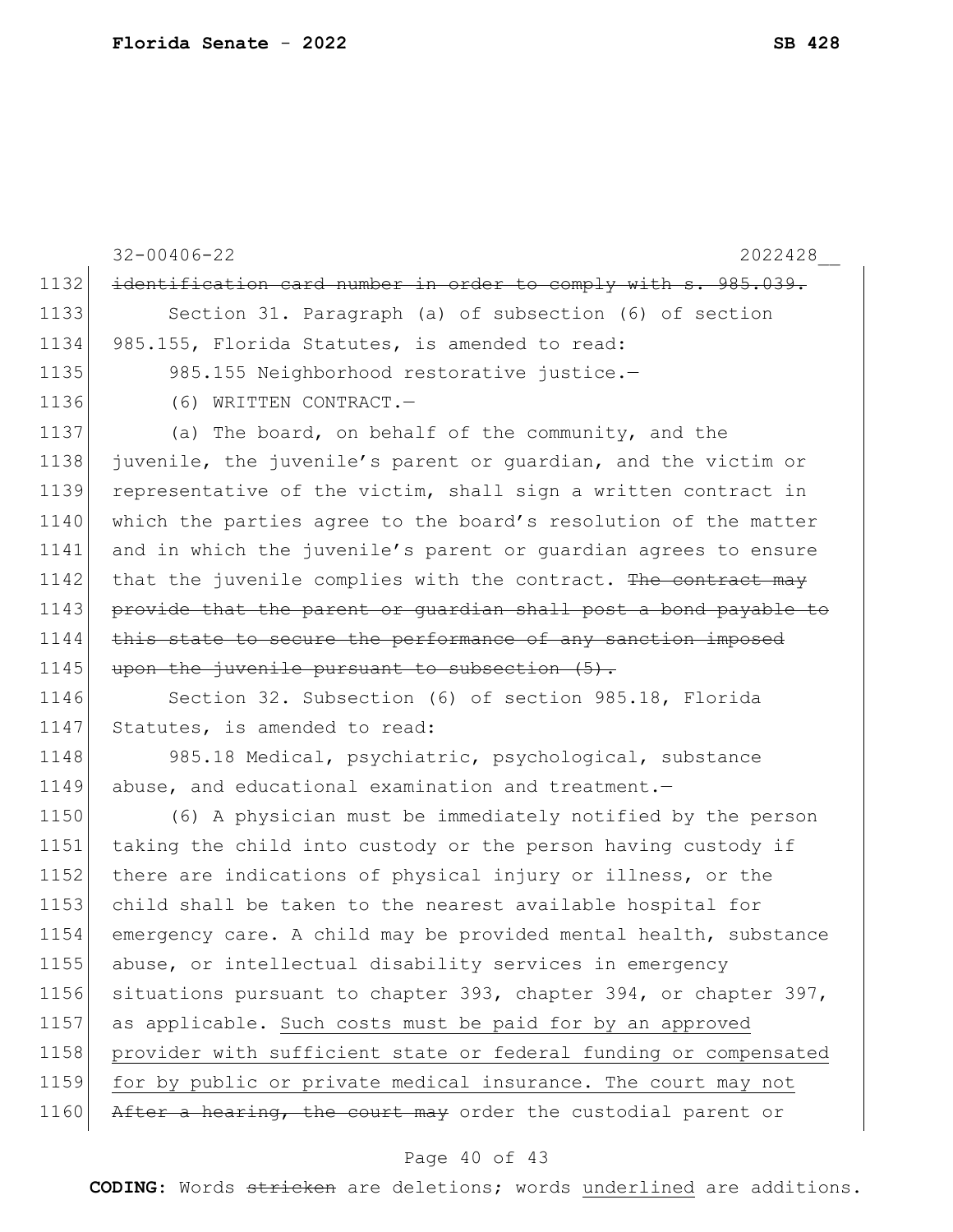32-00406-22 2022428__

1132 ~~identification card number in order to comply with s. 985.039.~~

1133 Section 31. Paragraph (a) of subsection (6) of section
1134 985.155, Florida Statutes, is amended to read:

1135 985.155 Neighborhood restorative justice.—

1136 (6) WRITTEN CONTRACT.—

1137 (a) The board, on behalf of the community, and the
1138 juvenile, the juvenile's parent or guardian, and the victim or
1139 representative of the victim, shall sign a written contract in
1140 which the parties agree to the board's resolution of the matter
1141 and in which the juvenile's parent or guardian agrees to ensure
1142 that the juvenile complies with the contract. ~~The contract may~~
1143 ~~provide that the parent or guardian shall post a bond payable to~~
1144 ~~this state to secure the performance of any sanction imposed~~
1145 ~~upon the juvenile pursuant to subsection (5).~~

1146 Section 32. Subsection (6) of section 985.18, Florida
1147 Statutes, is amended to read:

1148 985.18 Medical, psychiatric, psychological, substance
1149 abuse, and educational examination and treatment.—

1150 (6) A physician must be immediately notified by the person
1151 taking the child into custody or the person having custody if
1152 there are indications of physical injury or illness, or the
1153 child shall be taken to the nearest available hospital for
1154 emergency care. A child may be provided mental health, substance
1155 abuse, or intellectual disability services in emergency
1156 situations pursuant to chapter 393, chapter 394, or chapter 397,
1157 as applicable. <u>Such costs must be paid for by an approved</u>
1158 <u>provider with sufficient state or federal funding or compensated</u>
1159 <u>for by public or private medical insurance. The court may not</u>
1160 ~~After a hearing, the court may~~ order the custodial parent or

**CODING:** Words ~~stricken~~ are deletions; words <u>underlined</u> are additions.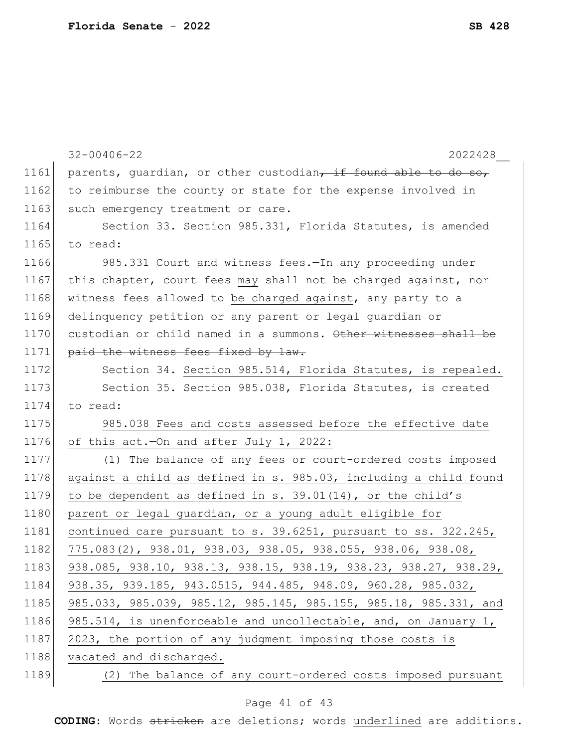parents, guardian, or other custodian~~, if found able to do so,~~ to reimburse the county or state for the expense involved in such emergency treatment or care.

Section 33. Section 985.331, Florida Statutes, is amended to read:

985.331 Court and witness fees.—In any proceeding under this chapter, court fees <u>may</u> ~~shall~~ not be charged against, nor witness fees allowed to <u>be charged against</u>, any party to a delinquency petition or any parent or legal guardian or custodian or child named in a summons. ~~Other witnesses shall be paid the witness fees fixed by law.~~

Section 34. <u>Section 985.514, Florida Statutes, is repealed.</u>

Section 35. Section 985.038, Florida Statutes, is created to read:

<u>985.038 Fees and costs assessed before the effective date of this act.—On and after July 1, 2022:</u>

<u>(1) The balance of any fees or court-ordered costs imposed against a child as defined in s. 985.03, including a child found to be dependent as defined in s. 39.01(14), or the child's parent or legal guardian, or a young adult eligible for continued care pursuant to s. 39.6251, pursuant to ss. 322.245, 775.083(2), 938.01, 938.03, 938.05, 938.055, 938.06, 938.08, 938.085, 938.10, 938.13, 938.15, 938.19, 938.23, 938.27, 938.29, 938.35, 939.185, 943.0515, 944.485, 948.09, 960.28, 985.032, 985.033, 985.039, 985.12, 985.145, 985.155, 985.18, 985.331, and 985.514, is unenforceable and uncollectable, and, on January 1, 2023, the portion of any judgment imposing those costs is vacated and discharged.</u>

<u>(2) The balance of any court-ordered costs imposed pursuant</u>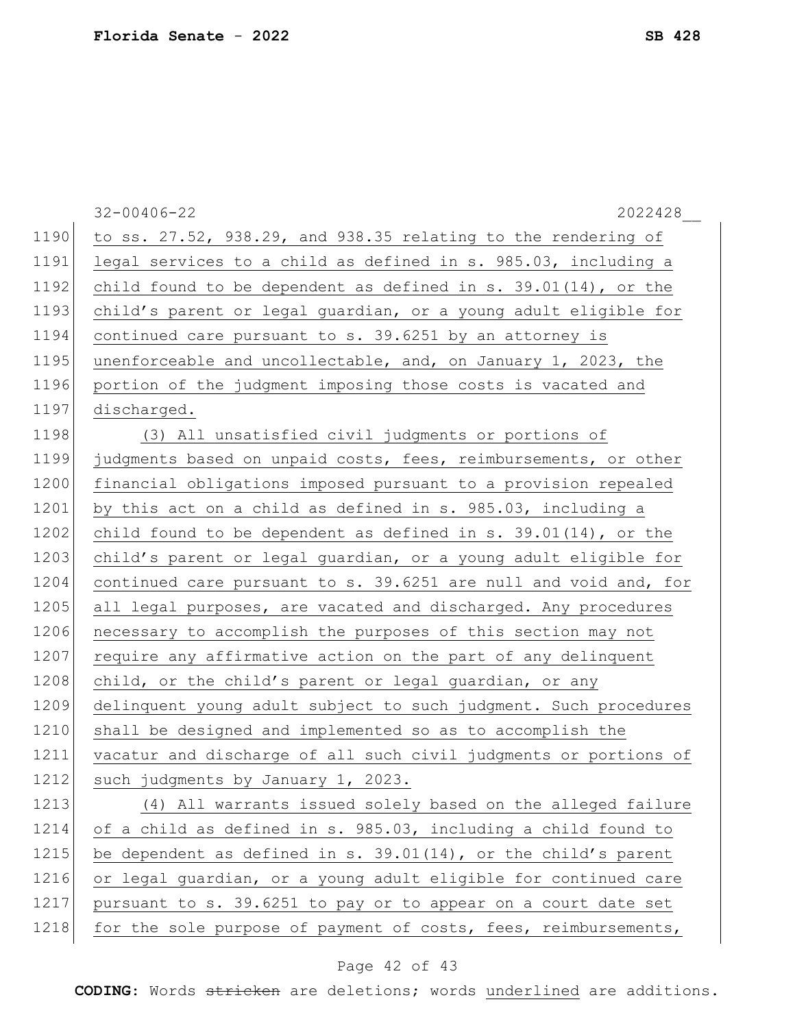to ss. 27.52, 938.29, and 938.35 relating to the rendering of legal services to a child as defined in s. 985.03, including a child found to be dependent as defined in s. 39.01(14), or the child's parent or legal guardian, or a young adult eligible for continued care pursuant to s. 39.6251 by an attorney is unenforceable and uncollectable, and, on January 1, 2023, the portion of the judgment imposing those costs is vacated and discharged.

(3) All unsatisfied civil judgments or portions of judgments based on unpaid costs, fees, reimbursements, or other financial obligations imposed pursuant to a provision repealed by this act on a child as defined in s. 985.03, including a child found to be dependent as defined in s. 39.01(14), or the child's parent or legal guardian, or a young adult eligible for continued care pursuant to s. 39.6251 are null and void and, for all legal purposes, are vacated and discharged. Any procedures necessary to accomplish the purposes of this section may not require any affirmative action on the part of any delinquent child, or the child's parent or legal guardian, or any delinquent young adult subject to such judgment. Such procedures shall be designed and implemented so as to accomplish the vacatur and discharge of all such civil judgments or portions of such judgments by January 1, 2023.

(4) All warrants issued solely based on the alleged failure of a child as defined in s. 985.03, including a child found to be dependent as defined in s. 39.01(14), or the child's parent or legal guardian, or a young adult eligible for continued care pursuant to s. 39.6251 to pay or to appear on a court date set for the sole purpose of payment of costs, fees, reimbursements,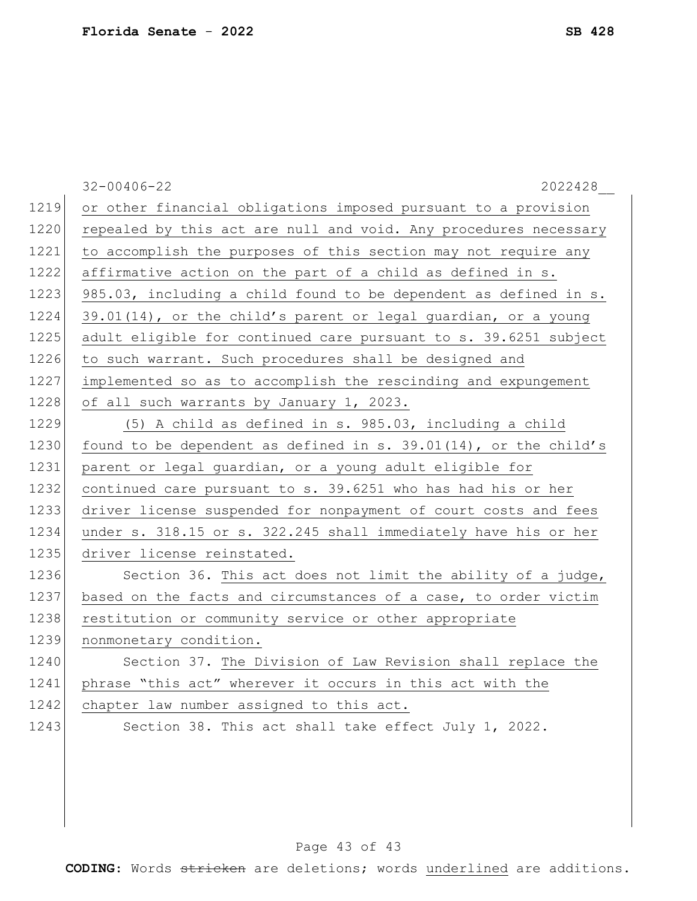or other financial obligations imposed pursuant to a provision repealed by this act are null and void. Any procedures necessary to accomplish the purposes of this section may not require any affirmative action on the part of a child as defined in s. 985.03, including a child found to be dependent as defined in s. 39.01(14), or the child's parent or legal guardian, or a young adult eligible for continued care pursuant to s. 39.6251 subject to such warrant. Such procedures shall be designed and implemented so as to accomplish the rescinding and expungement of all such warrants by January 1, 2023.

(5) A child as defined in s. 985.03, including a child found to be dependent as defined in s. 39.01(14), or the child's parent or legal guardian, or a young adult eligible for continued care pursuant to s. 39.6251 who has had his or her driver license suspended for nonpayment of court costs and fees under s. 318.15 or s. 322.245 shall immediately have his or her driver license reinstated.

Section 36. This act does not limit the ability of a judge, based on the facts and circumstances of a case, to order victim restitution or community service or other appropriate nonmonetary condition.

Section 37. The Division of Law Revision shall replace the phrase "this act" wherever it occurs in this act with the chapter law number assigned to this act.

Section 38. This act shall take effect July 1, 2022.